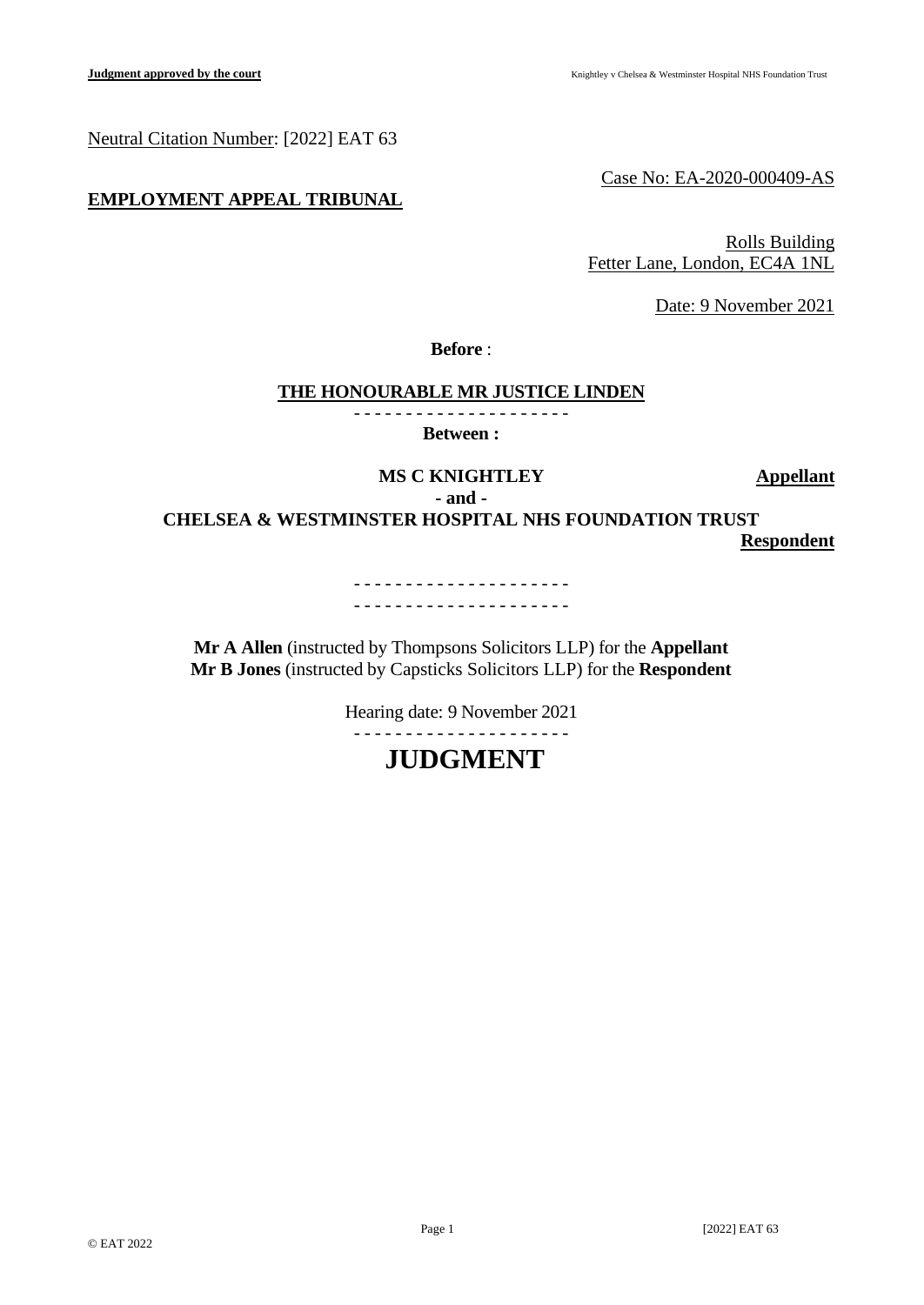Neutral Citation Number: [2022] EAT 63

Case No: EA-2020-000409-AS

**EMPLOYMENT APPEAL TRIBUNAL**

Rolls Building
Fetter Lane, London, EC4A 1NL

Date: 9 November 2021

**Before** :

**THE HONOURABLE MR JUSTICE LINDEN**

- - - - - - - - - - - - - - - - - - - - -

**Between :**

**MS C KNIGHTLEY** — **Appellant**

**- and -**

**CHELSEA & WESTMINSTER HOSPITAL NHS FOUNDATION TRUST** — **Respondent**

- - - - - - - - - - - - - - - - - - - - -
- - - - - - - - - - - - - - - - - - - - -

**Mr A Allen** (instructed by Thompsons Solicitors LLP) for the **Appellant**
**Mr B Jones** (instructed by Capsticks Solicitors LLP) for the **Respondent**

Hearing date: 9 November 2021

- - - - - - - - - - - - - - - - - - - - -

# JUDGMENT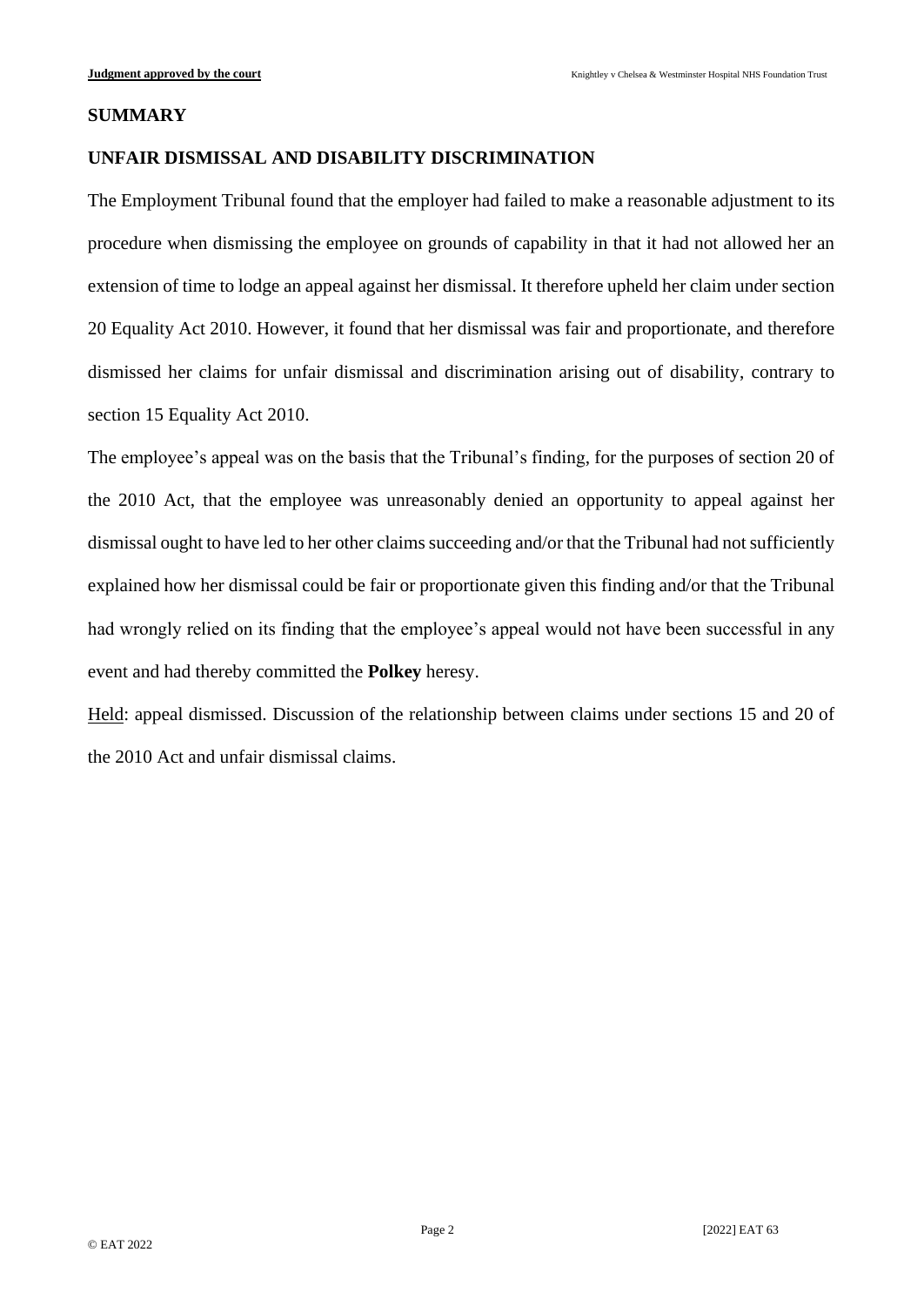## SUMMARY

## UNFAIR DISMISSAL AND DISABILITY DISCRIMINATION

The Employment Tribunal found that the employer had failed to make a reasonable adjustment to its procedure when dismissing the employee on grounds of capability in that it had not allowed her an extension of time to lodge an appeal against her dismissal. It therefore upheld her claim under section 20 Equality Act 2010. However, it found that her dismissal was fair and proportionate, and therefore dismissed her claims for unfair dismissal and discrimination arising out of disability, contrary to section 15 Equality Act 2010.

The employee's appeal was on the basis that the Tribunal's finding, for the purposes of section 20 of the 2010 Act, that the employee was unreasonably denied an opportunity to appeal against her dismissal ought to have led to her other claims succeeding and/or that the Tribunal had not sufficiently explained how her dismissal could be fair or proportionate given this finding and/or that the Tribunal had wrongly relied on its finding that the employee's appeal would not have been successful in any event and had thereby committed the **Polkey** heresy.

<u>Held</u>: appeal dismissed. Discussion of the relationship between claims under sections 15 and 20 of the 2010 Act and unfair dismissal claims.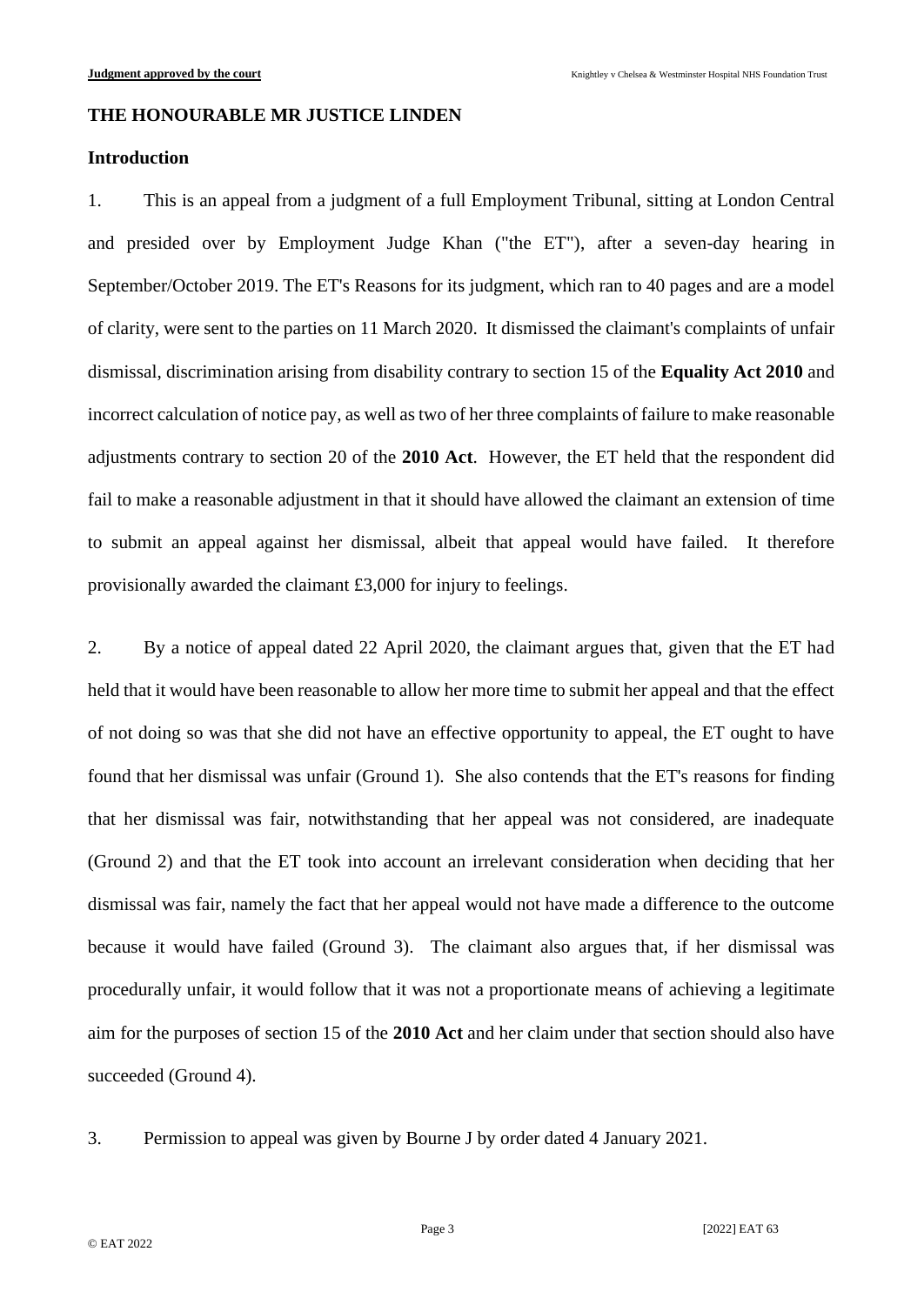**THE HONOURABLE MR JUSTICE LINDEN**

**Introduction**

1. This is an appeal from a judgment of a full Employment Tribunal, sitting at London Central and presided over by Employment Judge Khan ("the ET"), after a seven-day hearing in September/October 2019. The ET's Reasons for its judgment, which ran to 40 pages and are a model of clarity, were sent to the parties on 11 March 2020. It dismissed the claimant's complaints of unfair dismissal, discrimination arising from disability contrary to section 15 of the **Equality Act 2010** and incorrect calculation of notice pay, as well as two of her three complaints of failure to make reasonable adjustments contrary to section 20 of the **2010 Act**. However, the ET held that the respondent did fail to make a reasonable adjustment in that it should have allowed the claimant an extension of time to submit an appeal against her dismissal, albeit that appeal would have failed. It therefore provisionally awarded the claimant £3,000 for injury to feelings.

2. By a notice of appeal dated 22 April 2020, the claimant argues that, given that the ET had held that it would have been reasonable to allow her more time to submit her appeal and that the effect of not doing so was that she did not have an effective opportunity to appeal, the ET ought to have found that her dismissal was unfair (Ground 1). She also contends that the ET's reasons for finding that her dismissal was fair, notwithstanding that her appeal was not considered, are inadequate (Ground 2) and that the ET took into account an irrelevant consideration when deciding that her dismissal was fair, namely the fact that her appeal would not have made a difference to the outcome because it would have failed (Ground 3). The claimant also argues that, if her dismissal was procedurally unfair, it would follow that it was not a proportionate means of achieving a legitimate aim for the purposes of section 15 of the **2010 Act** and her claim under that section should also have succeeded (Ground 4).

3. Permission to appeal was given by Bourne J by order dated 4 January 2021.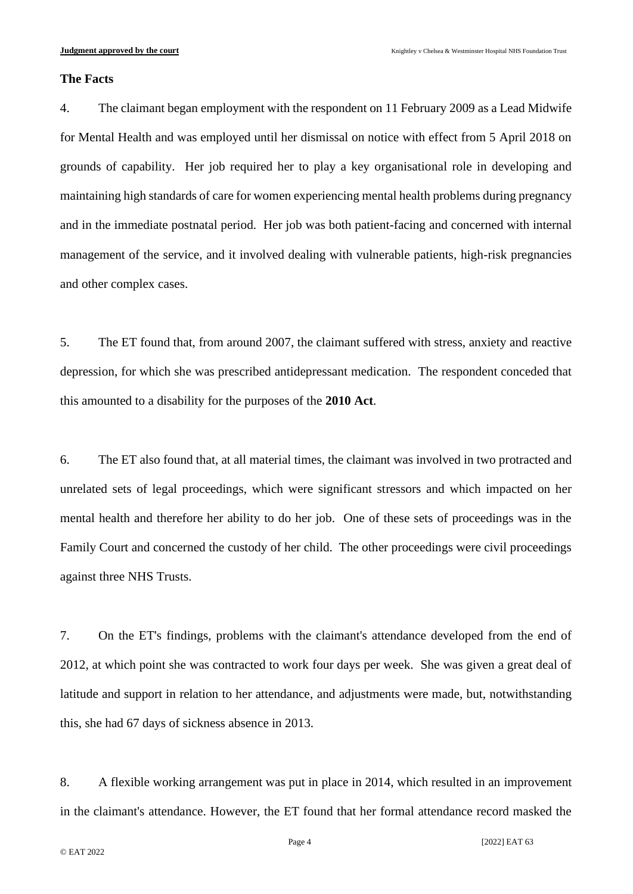**The Facts**

4. The claimant began employment with the respondent on 11 February 2009 as a Lead Midwife for Mental Health and was employed until her dismissal on notice with effect from 5 April 2018 on grounds of capability. Her job required her to play a key organisational role in developing and maintaining high standards of care for women experiencing mental health problems during pregnancy and in the immediate postnatal period. Her job was both patient-facing and concerned with internal management of the service, and it involved dealing with vulnerable patients, high-risk pregnancies and other complex cases.

5. The ET found that, from around 2007, the claimant suffered with stress, anxiety and reactive depression, for which she was prescribed antidepressant medication. The respondent conceded that this amounted to a disability for the purposes of the **2010 Act**.

6. The ET also found that, at all material times, the claimant was involved in two protracted and unrelated sets of legal proceedings, which were significant stressors and which impacted on her mental health and therefore her ability to do her job. One of these sets of proceedings was in the Family Court and concerned the custody of her child. The other proceedings were civil proceedings against three NHS Trusts.

7. On the ET's findings, problems with the claimant's attendance developed from the end of 2012, at which point she was contracted to work four days per week. She was given a great deal of latitude and support in relation to her attendance, and adjustments were made, but, notwithstanding this, she had 67 days of sickness absence in 2013.

8. A flexible working arrangement was put in place in 2014, which resulted in an improvement in the claimant's attendance. However, the ET found that her formal attendance record masked the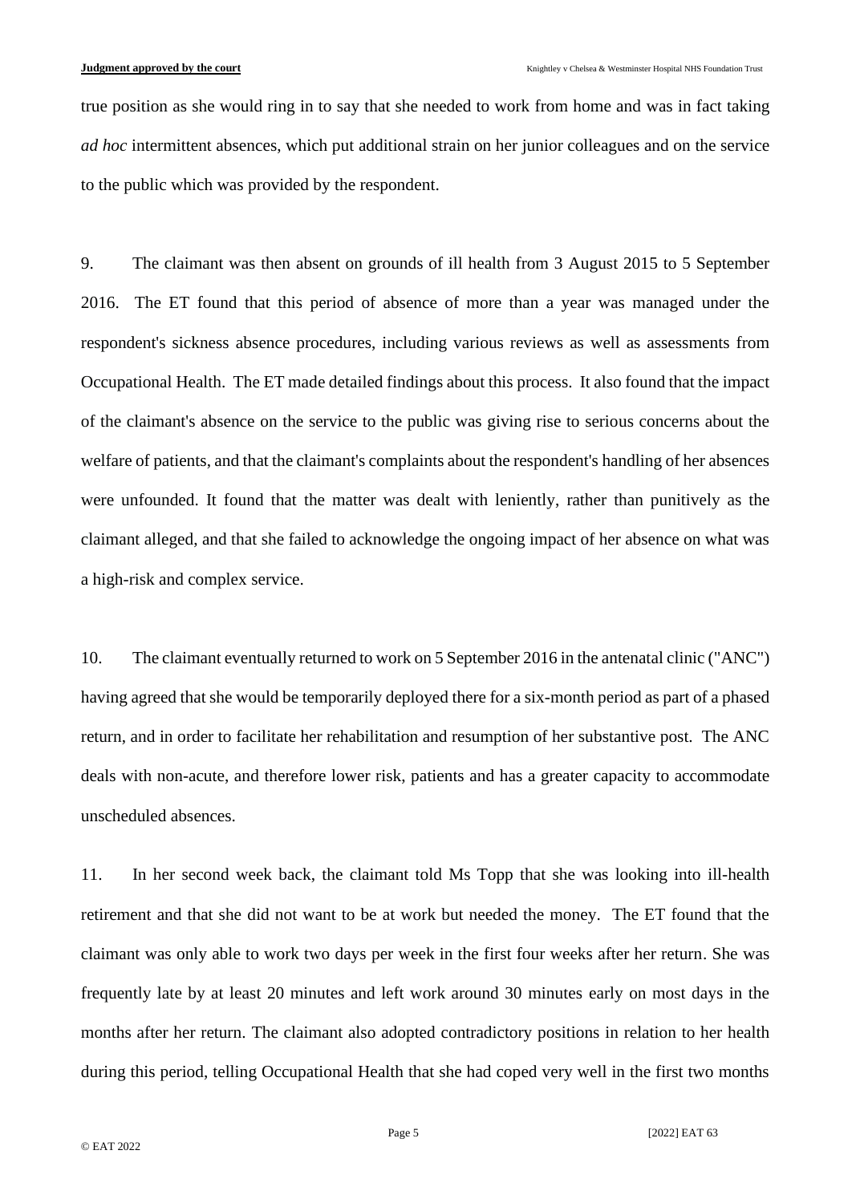true position as she would ring in to say that she needed to work from home and was in fact taking *ad hoc* intermittent absences, which put additional strain on her junior colleagues and on the service to the public which was provided by the respondent.

9. The claimant was then absent on grounds of ill health from 3 August 2015 to 5 September 2016. The ET found that this period of absence of more than a year was managed under the respondent's sickness absence procedures, including various reviews as well as assessments from Occupational Health. The ET made detailed findings about this process. It also found that the impact of the claimant's absence on the service to the public was giving rise to serious concerns about the welfare of patients, and that the claimant's complaints about the respondent's handling of her absences were unfounded. It found that the matter was dealt with leniently, rather than punitively as the claimant alleged, and that she failed to acknowledge the ongoing impact of her absence on what was a high-risk and complex service.

10. The claimant eventually returned to work on 5 September 2016 in the antenatal clinic ("ANC") having agreed that she would be temporarily deployed there for a six-month period as part of a phased return, and in order to facilitate her rehabilitation and resumption of her substantive post. The ANC deals with non-acute, and therefore lower risk, patients and has a greater capacity to accommodate unscheduled absences.

11. In her second week back, the claimant told Ms Topp that she was looking into ill-health retirement and that she did not want to be at work but needed the money. The ET found that the claimant was only able to work two days per week in the first four weeks after her return. She was frequently late by at least 20 minutes and left work around 30 minutes early on most days in the months after her return. The claimant also adopted contradictory positions in relation to her health during this period, telling Occupational Health that she had coped very well in the first two months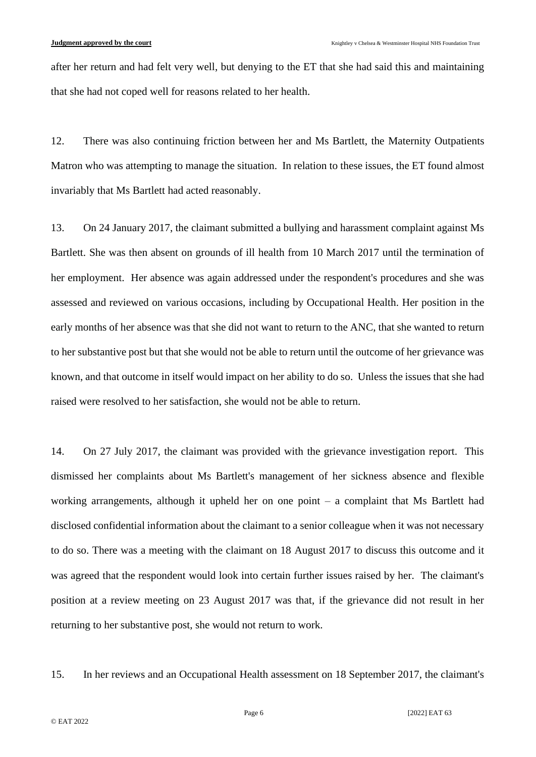after her return and had felt very well, but denying to the ET that she had said this and maintaining that she had not coped well for reasons related to her health.

12. There was also continuing friction between her and Ms Bartlett, the Maternity Outpatients Matron who was attempting to manage the situation. In relation to these issues, the ET found almost invariably that Ms Bartlett had acted reasonably.

13. On 24 January 2017, the claimant submitted a bullying and harassment complaint against Ms Bartlett. She was then absent on grounds of ill health from 10 March 2017 until the termination of her employment. Her absence was again addressed under the respondent's procedures and she was assessed and reviewed on various occasions, including by Occupational Health. Her position in the early months of her absence was that she did not want to return to the ANC, that she wanted to return to her substantive post but that she would not be able to return until the outcome of her grievance was known, and that outcome in itself would impact on her ability to do so. Unless the issues that she had raised were resolved to her satisfaction, she would not be able to return.

14. On 27 July 2017, the claimant was provided with the grievance investigation report. This dismissed her complaints about Ms Bartlett's management of her sickness absence and flexible working arrangements, although it upheld her on one point – a complaint that Ms Bartlett had disclosed confidential information about the claimant to a senior colleague when it was not necessary to do so. There was a meeting with the claimant on 18 August 2017 to discuss this outcome and it was agreed that the respondent would look into certain further issues raised by her. The claimant's position at a review meeting on 23 August 2017 was that, if the grievance did not result in her returning to her substantive post, she would not return to work.

15. In her reviews and an Occupational Health assessment on 18 September 2017, the claimant's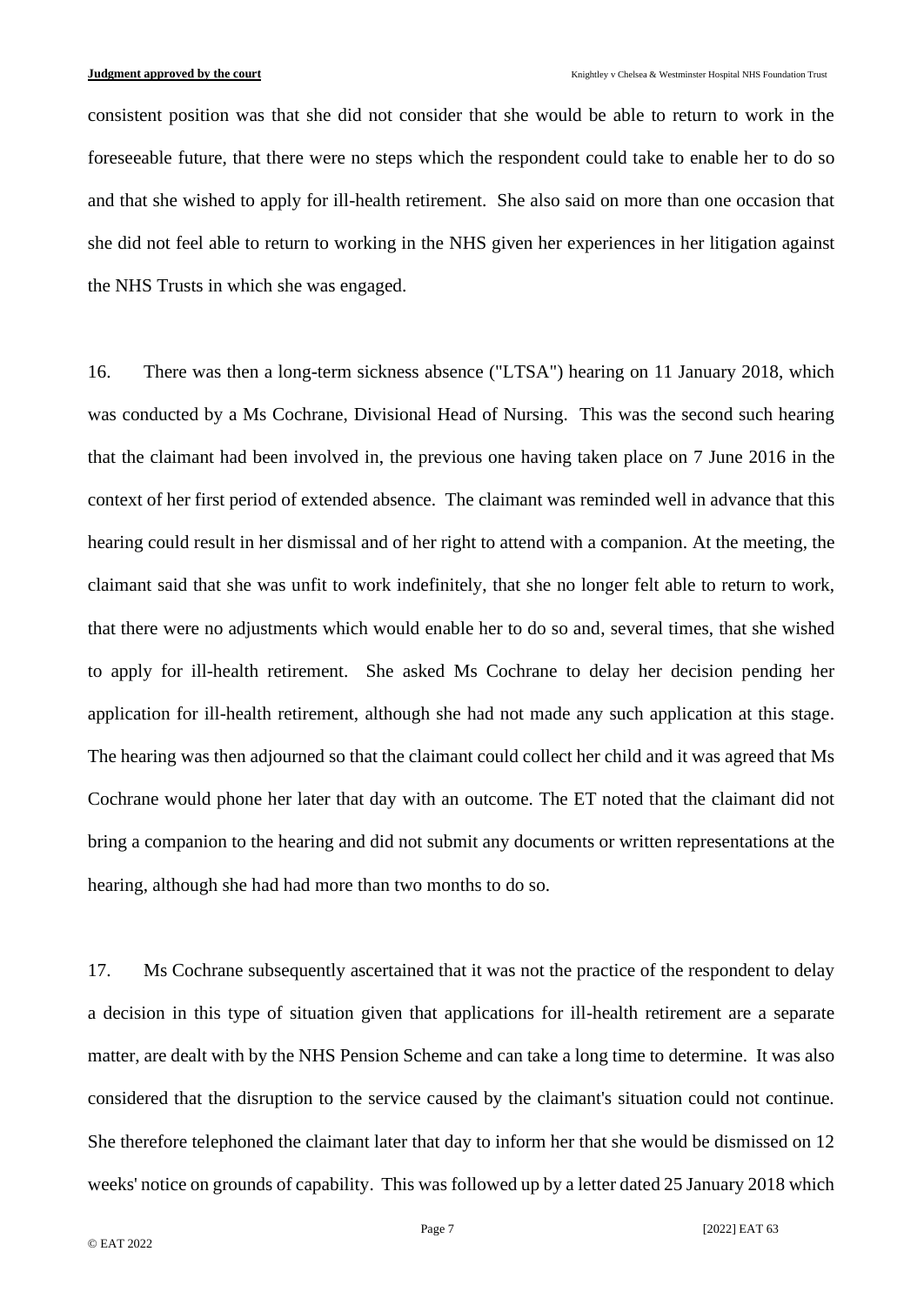consistent position was that she did not consider that she would be able to return to work in the foreseeable future, that there were no steps which the respondent could take to enable her to do so and that she wished to apply for ill-health retirement. She also said on more than one occasion that she did not feel able to return to working in the NHS given her experiences in her litigation against the NHS Trusts in which she was engaged.

16. There was then a long-term sickness absence ("LTSA") hearing on 11 January 2018, which was conducted by a Ms Cochrane, Divisional Head of Nursing. This was the second such hearing that the claimant had been involved in, the previous one having taken place on 7 June 2016 in the context of her first period of extended absence. The claimant was reminded well in advance that this hearing could result in her dismissal and of her right to attend with a companion. At the meeting, the claimant said that she was unfit to work indefinitely, that she no longer felt able to return to work, that there were no adjustments which would enable her to do so and, several times, that she wished to apply for ill-health retirement. She asked Ms Cochrane to delay her decision pending her application for ill-health retirement, although she had not made any such application at this stage. The hearing was then adjourned so that the claimant could collect her child and it was agreed that Ms Cochrane would phone her later that day with an outcome. The ET noted that the claimant did not bring a companion to the hearing and did not submit any documents or written representations at the hearing, although she had had more than two months to do so.

17. Ms Cochrane subsequently ascertained that it was not the practice of the respondent to delay a decision in this type of situation given that applications for ill-health retirement are a separate matter, are dealt with by the NHS Pension Scheme and can take a long time to determine. It was also considered that the disruption to the service caused by the claimant's situation could not continue. She therefore telephoned the claimant later that day to inform her that she would be dismissed on 12 weeks' notice on grounds of capability. This was followed up by a letter dated 25 January 2018 which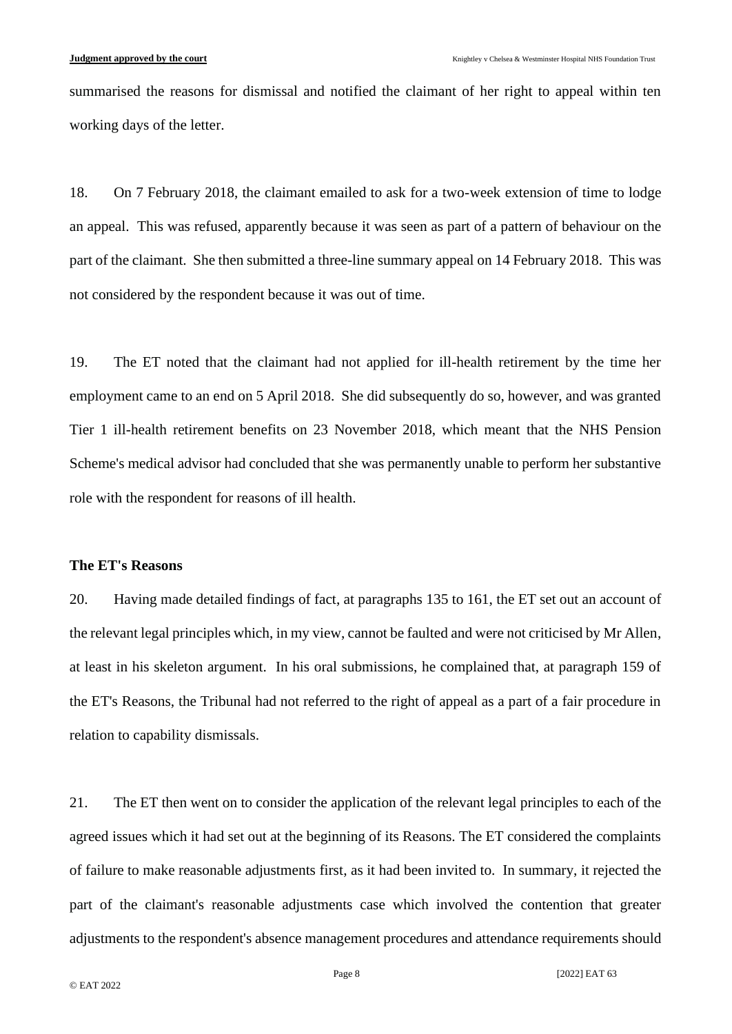summarised the reasons for dismissal and notified the claimant of her right to appeal within ten working days of the letter.

18. On 7 February 2018, the claimant emailed to ask for a two-week extension of time to lodge an appeal. This was refused, apparently because it was seen as part of a pattern of behaviour on the part of the claimant. She then submitted a three-line summary appeal on 14 February 2018. This was not considered by the respondent because it was out of time.

19. The ET noted that the claimant had not applied for ill-health retirement by the time her employment came to an end on 5 April 2018. She did subsequently do so, however, and was granted Tier 1 ill-health retirement benefits on 23 November 2018, which meant that the NHS Pension Scheme's medical advisor had concluded that she was permanently unable to perform her substantive role with the respondent for reasons of ill health.

**The ET's Reasons**

20. Having made detailed findings of fact, at paragraphs 135 to 161, the ET set out an account of the relevant legal principles which, in my view, cannot be faulted and were not criticised by Mr Allen, at least in his skeleton argument. In his oral submissions, he complained that, at paragraph 159 of the ET's Reasons, the Tribunal had not referred to the right of appeal as a part of a fair procedure in relation to capability dismissals.

21. The ET then went on to consider the application of the relevant legal principles to each of the agreed issues which it had set out at the beginning of its Reasons. The ET considered the complaints of failure to make reasonable adjustments first, as it had been invited to. In summary, it rejected the part of the claimant's reasonable adjustments case which involved the contention that greater adjustments to the respondent's absence management procedures and attendance requirements should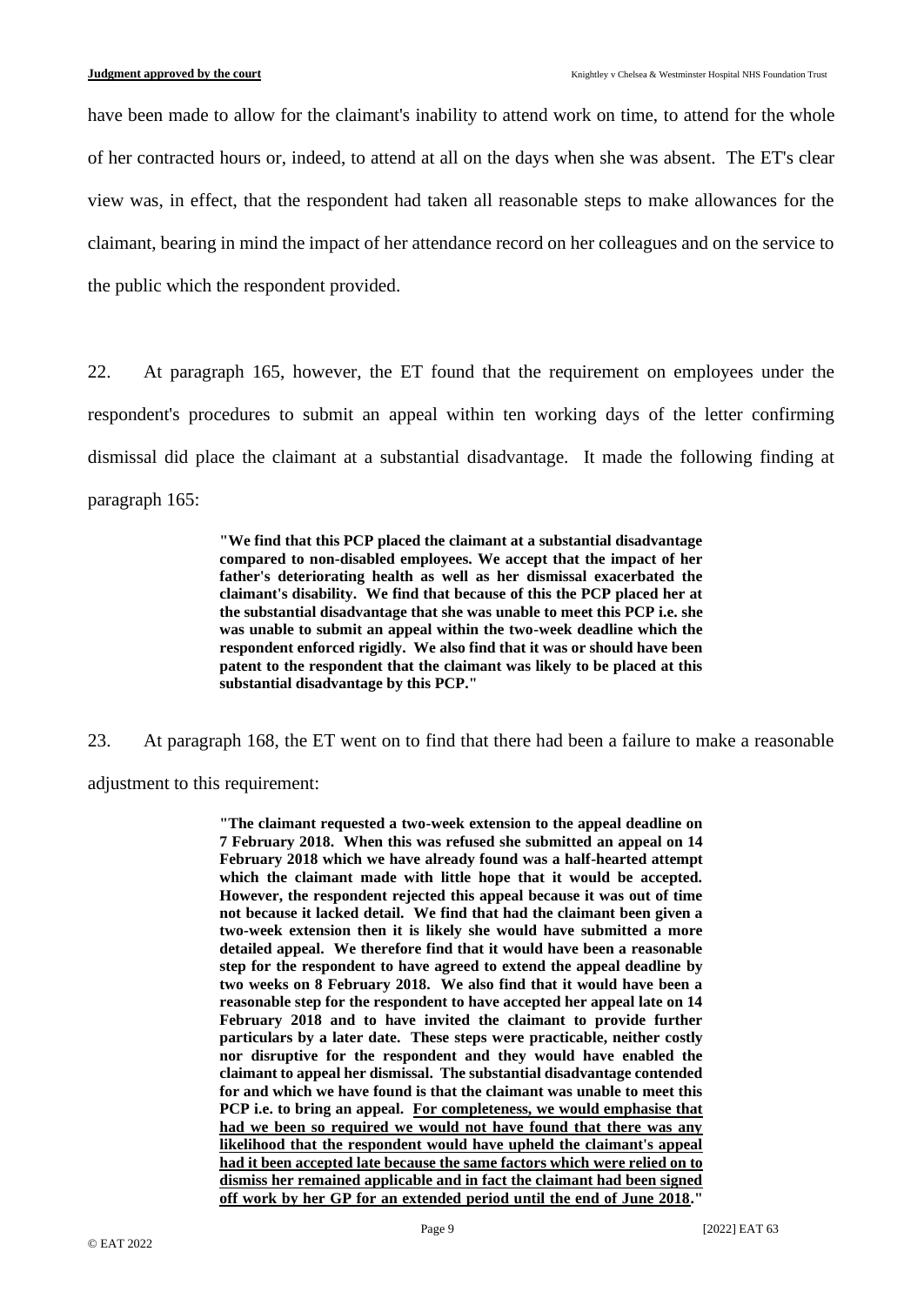have been made to allow for the claimant's inability to attend work on time, to attend for the whole of her contracted hours or, indeed, to attend at all on the days when she was absent. The ET's clear view was, in effect, that the respondent had taken all reasonable steps to make allowances for the claimant, bearing in mind the impact of her attendance record on her colleagues and on the service to the public which the respondent provided.

22. At paragraph 165, however, the ET found that the requirement on employees under the respondent's procedures to submit an appeal within ten working days of the letter confirming dismissal did place the claimant at a substantial disadvantage. It made the following finding at paragraph 165:

> **"We find that this PCP placed the claimant at a substantial disadvantage compared to non-disabled employees. We accept that the impact of her father's deteriorating health as well as her dismissal exacerbated the claimant's disability. We find that because of this the PCP placed her at the substantial disadvantage that she was unable to meet this PCP i.e. she was unable to submit an appeal within the two-week deadline which the respondent enforced rigidly. We also find that it was or should have been patent to the respondent that the claimant was likely to be placed at this substantial disadvantage by this PCP."**

23. At paragraph 168, the ET went on to find that there had been a failure to make a reasonable adjustment to this requirement:

> **"The claimant requested a two-week extension to the appeal deadline on 7 February 2018. When this was refused she submitted an appeal on 14 February 2018 which we have already found was a half-hearted attempt which the claimant made with little hope that it would be accepted. However, the respondent rejected this appeal because it was out of time not because it lacked detail. We find that had the claimant been given a two-week extension then it is likely she would have submitted a more detailed appeal. We therefore find that it would have been a reasonable step for the respondent to have agreed to extend the appeal deadline by two weeks on 8 February 2018. We also find that it would have been a reasonable step for the respondent to have accepted her appeal late on 14 February 2018 and to have invited the claimant to provide further particulars by a later date. These steps were practicable, neither costly nor disruptive for the respondent and they would have enabled the claimant to appeal her dismissal. The substantial disadvantage contended for and which we have found is that the claimant was unable to meet this PCP i.e. to bring an appeal. <u>For completeness, we would emphasise that had we been so required we would not have found that there was any likelihood that the respondent would have upheld the claimant's appeal had it been accepted late because the same factors which were relied on to dismiss her remained applicable and in fact the claimant had been signed off work by her GP for an extended period until the end of June 2018</u>."**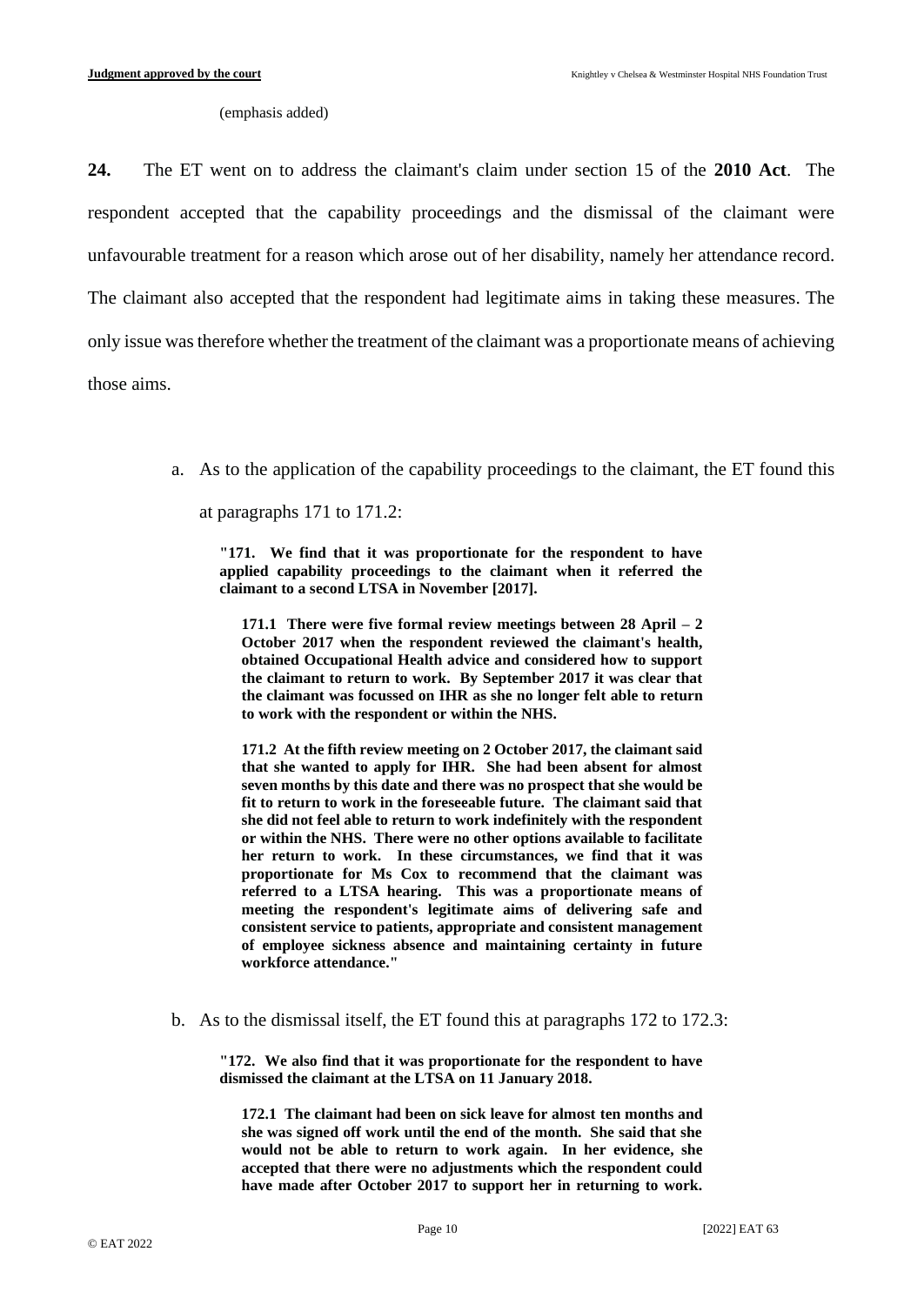(emphasis added)

**24.** The ET went on to address the claimant's claim under section 15 of the **2010 Act**. The respondent accepted that the capability proceedings and the dismissal of the claimant were unfavourable treatment for a reason which arose out of her disability, namely her attendance record. The claimant also accepted that the respondent had legitimate aims in taking these measures. The only issue was therefore whether the treatment of the claimant was a proportionate means of achieving those aims.

a. As to the application of the capability proceedings to the claimant, the ET found this at paragraphs 171 to 171.2:

> **"171. We find that it was proportionate for the respondent to have applied capability proceedings to the claimant when it referred the claimant to a second LTSA in November [2017].**
>
> **171.1 There were five formal review meetings between 28 April – 2 October 2017 when the respondent reviewed the claimant's health, obtained Occupational Health advice and considered how to support the claimant to return to work. By September 2017 it was clear that the claimant was focussed on IHR as she no longer felt able to return to work with the respondent or within the NHS.**
>
> **171.2 At the fifth review meeting on 2 October 2017, the claimant said that she wanted to apply for IHR. She had been absent for almost seven months by this date and there was no prospect that she would be fit to return to work in the foreseeable future. The claimant said that she did not feel able to return to work indefinitely with the respondent or within the NHS. There were no other options available to facilitate her return to work. In these circumstances, we find that it was proportionate for Ms Cox to recommend that the claimant was referred to a LTSA hearing. This was a proportionate means of meeting the respondent's legitimate aims of delivering safe and consistent service to patients, appropriate and consistent management of employee sickness absence and maintaining certainty in future workforce attendance."**

b. As to the dismissal itself, the ET found this at paragraphs 172 to 172.3:

> **"172. We also find that it was proportionate for the respondent to have dismissed the claimant at the LTSA on 11 January 2018.**
>
> **172.1 The claimant had been on sick leave for almost ten months and she was signed off work until the end of the month. She said that she would not be able to return to work again. In her evidence, she accepted that there were no adjustments which the respondent could have made after October 2017 to support her in returning to work.**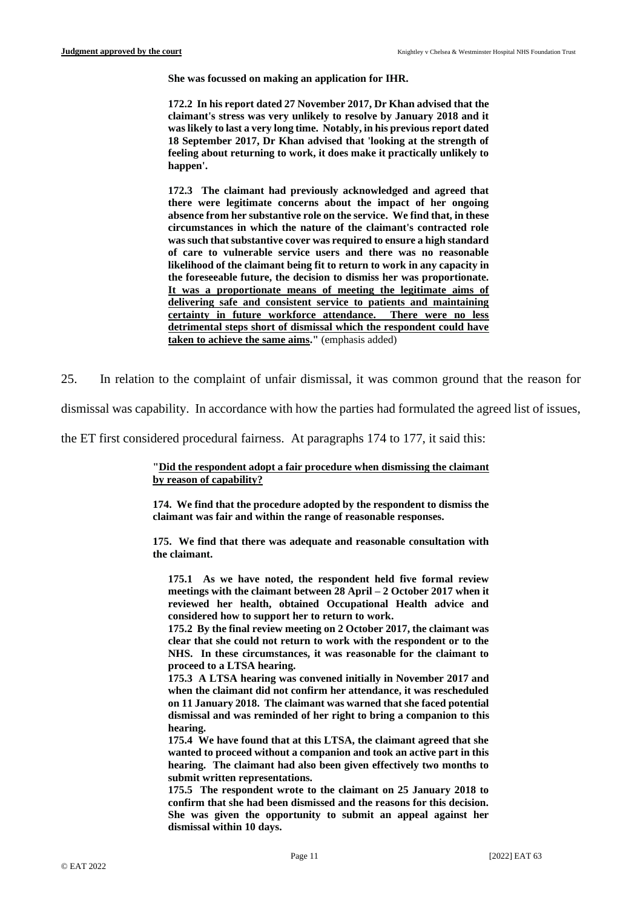> **She was focussed on making an application for IHR.**
>
> **172.2 In his report dated 27 November 2017, Dr Khan advised that the claimant's stress was very unlikely to resolve by January 2018 and it was likely to last a very long time. Notably, in his previous report dated 18 September 2017, Dr Khan advised that 'looking at the strength of feeling about returning to work, it does make it practically unlikely to happen'.**
>
> **172.3 The claimant had previously acknowledged and agreed that there were legitimate concerns about the impact of her ongoing absence from her substantive role on the service. We find that, in these circumstances in which the nature of the claimant's contracted role was such that substantive cover was required to ensure a high standard of care to vulnerable service users and there was no reasonable likelihood of the claimant being fit to return to work in any capacity in the foreseeable future, the decision to dismiss her was proportionate. <u>It was a proportionate means of meeting the legitimate aims of delivering safe and consistent service to patients and maintaining certainty in future workforce attendance. There were no less detrimental steps short of dismissal which the respondent could have taken to achieve the same aims</u>."** (emphasis added)

25. In relation to the complaint of unfair dismissal, it was common ground that the reason for dismissal was capability. In accordance with how the parties had formulated the agreed list of issues, the ET first considered procedural fairness. At paragraphs 174 to 177, it said this:

> **"<u>Did the respondent adopt a fair procedure when dismissing the claimant by reason of capability?</u>**
>
> **174. We find that the procedure adopted by the respondent to dismiss the claimant was fair and within the range of reasonable responses.**
>
> **175. We find that there was adequate and reasonable consultation with the claimant.**
>
> **175.1 As we have noted, the respondent held five formal review meetings with the claimant between 28 April – 2 October 2017 when it reviewed her health, obtained Occupational Health advice and considered how to support her to return to work.**
>
> **175.2 By the final review meeting on 2 October 2017, the claimant was clear that she could not return to work with the respondent or to the NHS. In these circumstances, it was reasonable for the claimant to proceed to a LTSA hearing.**
>
> **175.3 A LTSA hearing was convened initially in November 2017 and when the claimant did not confirm her attendance, it was rescheduled on 11 January 2018. The claimant was warned that she faced potential dismissal and was reminded of her right to bring a companion to this hearing.**
>
> **175.4 We have found that at this LTSA, the claimant agreed that she wanted to proceed without a companion and took an active part in this hearing. The claimant had also been given effectively two months to submit written representations.**
>
> **175.5 The respondent wrote to the claimant on 25 January 2018 to confirm that she had been dismissed and the reasons for this decision. She was given the opportunity to submit an appeal against her dismissal within 10 days.**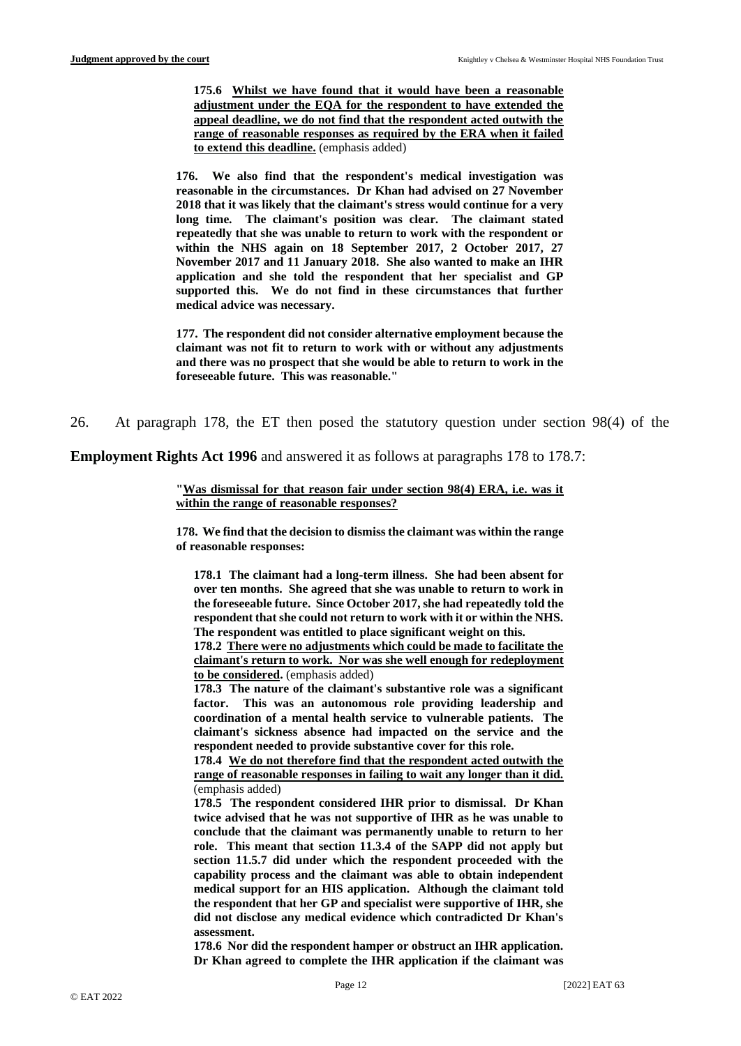**175.6 <u>Whilst we have found that it would have been a reasonable adjustment under the EQA for the respondent to have extended the appeal deadline, we do not find that the respondent acted outwith the range of reasonable responses as required by the ERA when it failed to extend this deadline.</u>** (emphasis added)

**176. We also find that the respondent's medical investigation was reasonable in the circumstances. Dr Khan had advised on 27 November 2018 that it was likely that the claimant's stress would continue for a very long time. The claimant's position was clear. The claimant stated repeatedly that she was unable to return to work with the respondent or within the NHS again on 18 September 2017, 2 October 2017, 27 November 2017 and 11 January 2018. She also wanted to make an IHR application and she told the respondent that her specialist and GP supported this. We do not find in these circumstances that further medical advice was necessary.**

**177. The respondent did not consider alternative employment because the claimant was not fit to return to work with or without any adjustments and there was no prospect that she would be able to return to work in the foreseeable future. This was reasonable."**

26. At paragraph 178, the ET then posed the statutory question under section 98(4) of the **Employment Rights Act 1996** and answered it as follows at paragraphs 178 to 178.7:

**"<u>Was dismissal for that reason fair under section 98(4) ERA, i.e. was it within the range of reasonable responses?</u>**

**178. We find that the decision to dismiss the claimant was within the range of reasonable responses:**

**178.1 The claimant had a long-term illness. She had been absent for over ten months. She agreed that she was unable to return to work in the foreseeable future. Since October 2017, she had repeatedly told the respondent that she could not return to work with it or within the NHS. The respondent was entitled to place significant weight on this.**
**178.2 <u>There were no adjustments which could be made to facilitate the claimant's return to work. Nor was she well enough for redeployment to be considered</u>.** (emphasis added)
**178.3 The nature of the claimant's substantive role was a significant factor. This was an autonomous role providing leadership and coordination of a mental health service to vulnerable patients. The claimant's sickness absence had impacted on the service and the respondent needed to provide substantive cover for this role.**
**178.4 <u>We do not therefore find that the respondent acted outwith the range of reasonable responses in failing to wait any longer than it did.</u>** (emphasis added)
**178.5 The respondent considered IHR prior to dismissal. Dr Khan twice advised that he was not supportive of IHR as he was unable to conclude that the claimant was permanently unable to return to her role. This meant that section 11.3.4 of the SAPP did not apply but section 11.5.7 did under which the respondent proceeded with the capability process and the claimant was able to obtain independent medical support for an HIS application. Although the claimant told the respondent that her GP and specialist were supportive of IHR, she did not disclose any medical evidence which contradicted Dr Khan's assessment.**
**178.6 Nor did the respondent hamper or obstruct an IHR application. Dr Khan agreed to complete the IHR application if the claimant was**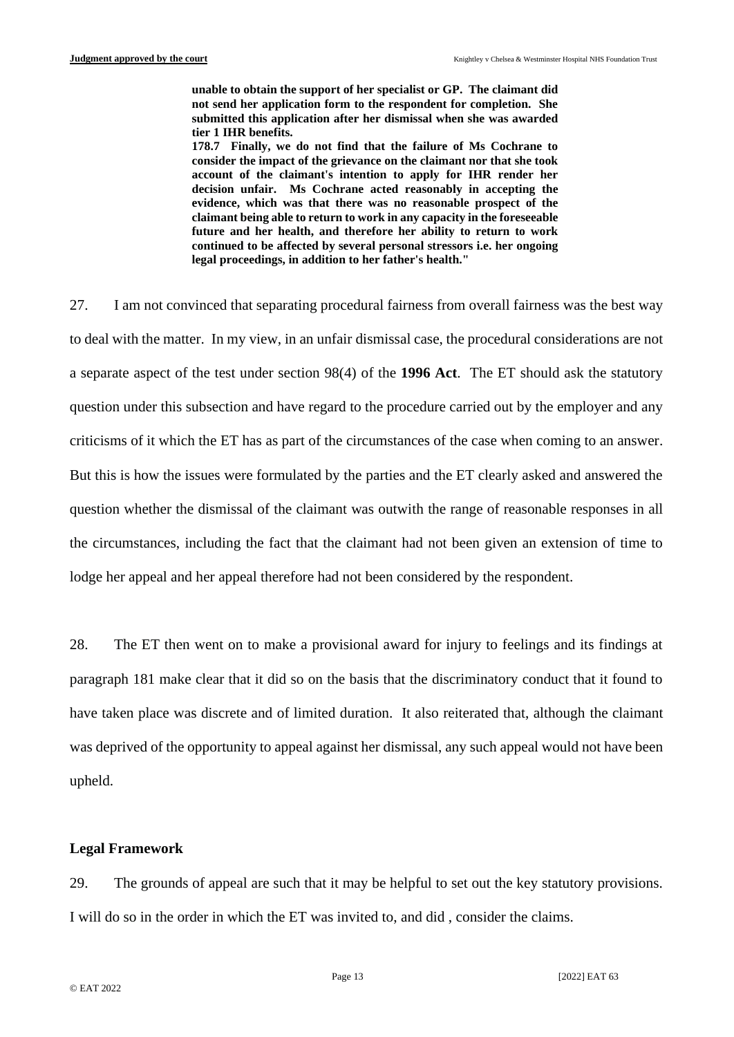> **unable to obtain the support of her specialist or GP. The claimant did not send her application form to the respondent for completion. She submitted this application after her dismissal when she was awarded tier 1 IHR benefits.**
>
> **178.7 Finally, we do not find that the failure of Ms Cochrane to consider the impact of the grievance on the claimant nor that she took account of the claimant's intention to apply for IHR render her decision unfair. Ms Cochrane acted reasonably in accepting the evidence, which was that there was no reasonable prospect of the claimant being able to return to work in any capacity in the foreseeable future and her health, and therefore her ability to return to work continued to be affected by several personal stressors i.e. her ongoing legal proceedings, in addition to her father's health."**

27. I am not convinced that separating procedural fairness from overall fairness was the best way to deal with the matter. In my view, in an unfair dismissal case, the procedural considerations are not a separate aspect of the test under section 98(4) of the **1996 Act**. The ET should ask the statutory question under this subsection and have regard to the procedure carried out by the employer and any criticisms of it which the ET has as part of the circumstances of the case when coming to an answer. But this is how the issues were formulated by the parties and the ET clearly asked and answered the question whether the dismissal of the claimant was outwith the range of reasonable responses in all the circumstances, including the fact that the claimant had not been given an extension of time to lodge her appeal and her appeal therefore had not been considered by the respondent.

28. The ET then went on to make a provisional award for injury to feelings and its findings at paragraph 181 make clear that it did so on the basis that the discriminatory conduct that it found to have taken place was discrete and of limited duration. It also reiterated that, although the claimant was deprived of the opportunity to appeal against her dismissal, any such appeal would not have been upheld.

## Legal Framework

29. The grounds of appeal are such that it may be helpful to set out the key statutory provisions. I will do so in the order in which the ET was invited to, and did , consider the claims.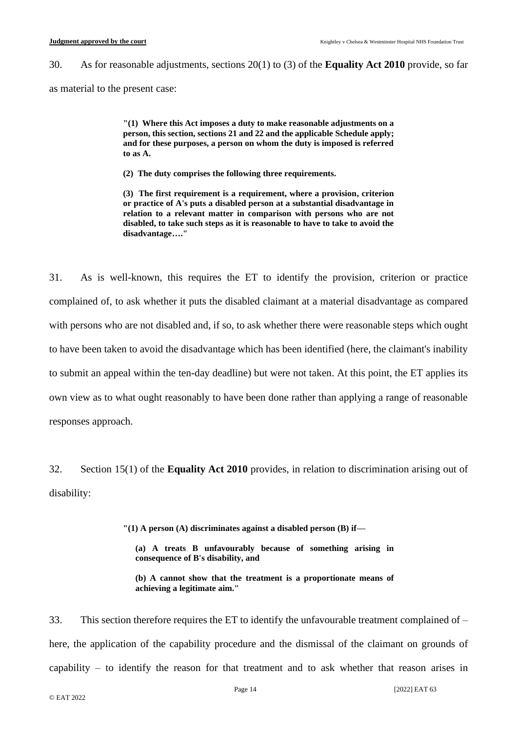30. As for reasonable adjustments, sections 20(1) to (3) of the **Equality Act 2010** provide, so far as material to the present case:

> **"(1) Where this Act imposes a duty to make reasonable adjustments on a person, this section, sections 21 and 22 and the applicable Schedule apply; and for these purposes, a person on whom the duty is imposed is referred to as A.**
>
> **(2) The duty comprises the following three requirements.**
>
> **(3) The first requirement is a requirement, where a provision, criterion or practice of A's puts a disabled person at a substantial disadvantage in relation to a relevant matter in comparison with persons who are not disabled, to take such steps as it is reasonable to have to take to avoid the disadvantage…."**

31. As is well-known, this requires the ET to identify the provision, criterion or practice complained of, to ask whether it puts the disabled claimant at a material disadvantage as compared with persons who are not disabled and, if so, to ask whether there were reasonable steps which ought to have been taken to avoid the disadvantage which has been identified (here, the claimant's inability to submit an appeal within the ten-day deadline) but were not taken. At this point, the ET applies its own view as to what ought reasonably to have been done rather than applying a range of reasonable responses approach.

32. Section 15(1) of the **Equality Act 2010** provides, in relation to discrimination arising out of disability:

> **"(1) A person (A) discriminates against a disabled person (B) if—**
>
> **(a) A treats B unfavourably because of something arising in consequence of B's disability, and**
>
> **(b) A cannot show that the treatment is a proportionate means of achieving a legitimate aim."**

33. This section therefore requires the ET to identify the unfavourable treatment complained of – here, the application of the capability procedure and the dismissal of the claimant on grounds of capability – to identify the reason for that treatment and to ask whether that reason arises in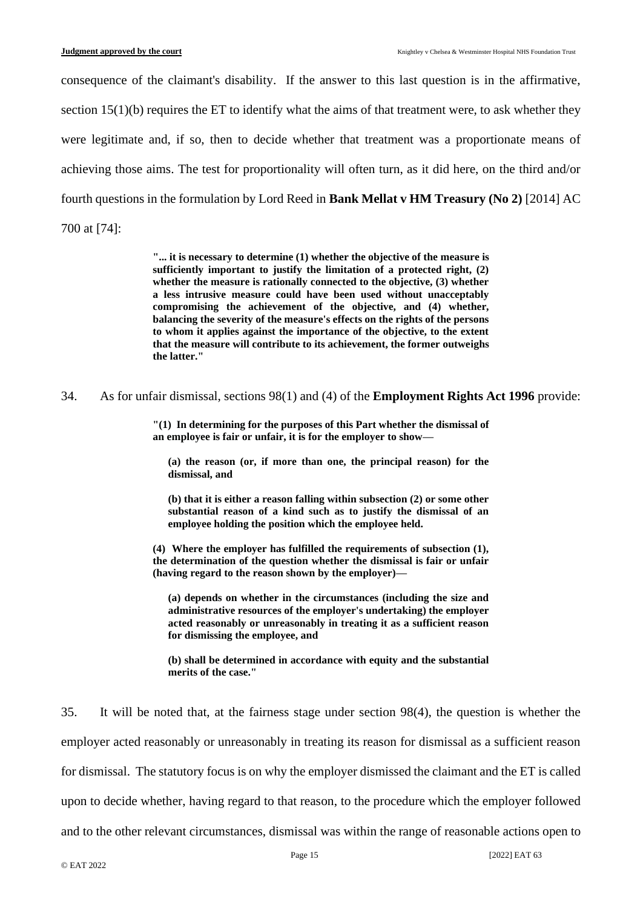consequence of the claimant's disability. If the answer to this last question is in the affirmative, section 15(1)(b) requires the ET to identify what the aims of that treatment were, to ask whether they were legitimate and, if so, then to decide whether that treatment was a proportionate means of achieving those aims. The test for proportionality will often turn, as it did here, on the third and/or fourth questions in the formulation by Lord Reed in **Bank Mellat v HM Treasury (No 2)** [2014] AC 700 at [74]:

> **"... it is necessary to determine (1) whether the objective of the measure is sufficiently important to justify the limitation of a protected right, (2) whether the measure is rationally connected to the objective, (3) whether a less intrusive measure could have been used without unacceptably compromising the achievement of the objective, and (4) whether, balancing the severity of the measure's effects on the rights of the persons to whom it applies against the importance of the objective, to the extent that the measure will contribute to its achievement, the former outweighs the latter."**

34. As for unfair dismissal, sections 98(1) and (4) of the **Employment Rights Act 1996** provide:

> **"(1) In determining for the purposes of this Part whether the dismissal of an employee is fair or unfair, it is for the employer to show—**
>
> **(a) the reason (or, if more than one, the principal reason) for the dismissal, and**
>
> **(b) that it is either a reason falling within subsection (2) or some other substantial reason of a kind such as to justify the dismissal of an employee holding the position which the employee held.**
>
> **(4) Where the employer has fulfilled the requirements of subsection (1), the determination of the question whether the dismissal is fair or unfair (having regard to the reason shown by the employer)—**
>
> **(a) depends on whether in the circumstances (including the size and administrative resources of the employer's undertaking) the employer acted reasonably or unreasonably in treating it as a sufficient reason for dismissing the employee, and**
>
> **(b) shall be determined in accordance with equity and the substantial merits of the case."**

35. It will be noted that, at the fairness stage under section 98(4), the question is whether the employer acted reasonably or unreasonably in treating its reason for dismissal as a sufficient reason for dismissal. The statutory focus is on why the employer dismissed the claimant and the ET is called upon to decide whether, having regard to that reason, to the procedure which the employer followed and to the other relevant circumstances, dismissal was within the range of reasonable actions open to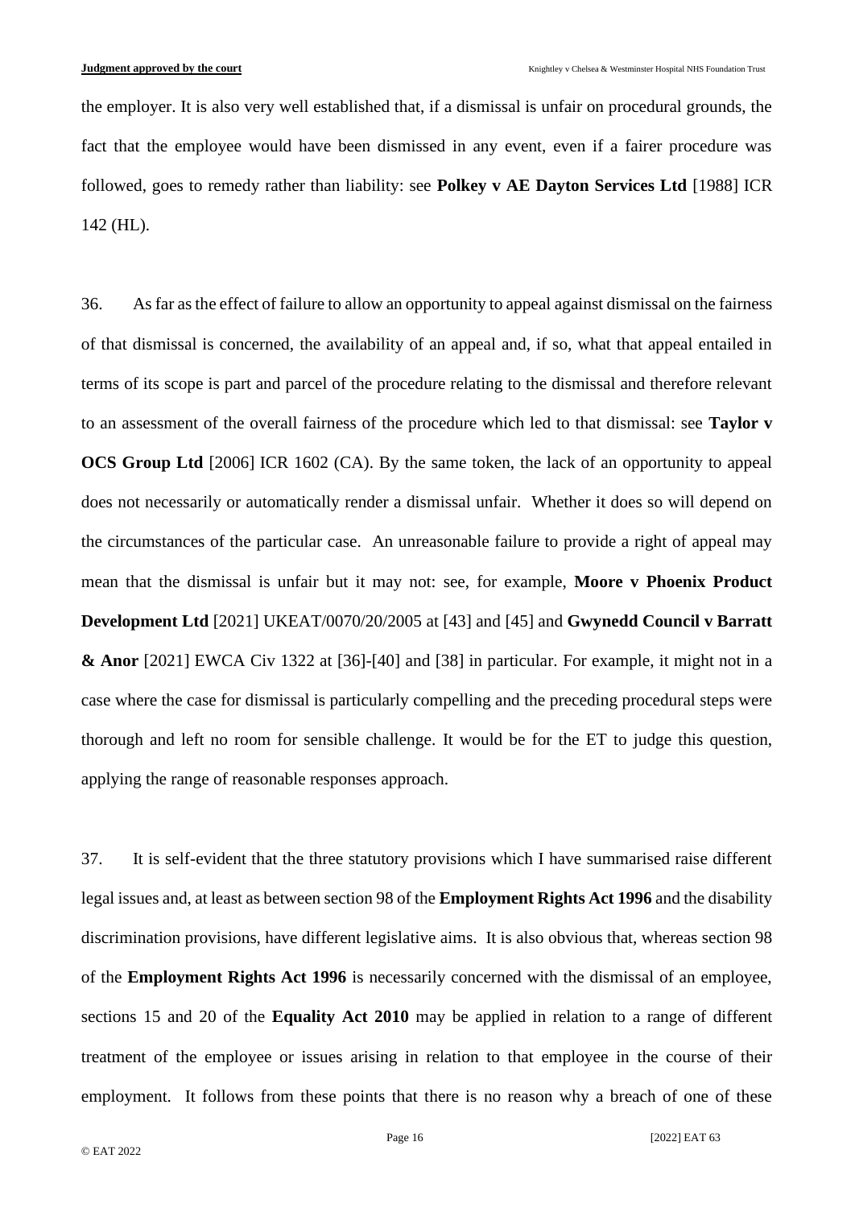the employer. It is also very well established that, if a dismissal is unfair on procedural grounds, the fact that the employee would have been dismissed in any event, even if a fairer procedure was followed, goes to remedy rather than liability: see **Polkey v AE Dayton Services Ltd** [1988] ICR 142 (HL).

36. As far as the effect of failure to allow an opportunity to appeal against dismissal on the fairness of that dismissal is concerned, the availability of an appeal and, if so, what that appeal entailed in terms of its scope is part and parcel of the procedure relating to the dismissal and therefore relevant to an assessment of the overall fairness of the procedure which led to that dismissal: see **Taylor v OCS Group Ltd** [2006] ICR 1602 (CA). By the same token, the lack of an opportunity to appeal does not necessarily or automatically render a dismissal unfair. Whether it does so will depend on the circumstances of the particular case. An unreasonable failure to provide a right of appeal may mean that the dismissal is unfair but it may not: see, for example, **Moore v Phoenix Product Development Ltd** [2021] UKEAT/0070/20/2005 at [43] and [45] and **Gwynedd Council v Barratt & Anor** [2021] EWCA Civ 1322 at [36]-[40] and [38] in particular. For example, it might not in a case where the case for dismissal is particularly compelling and the preceding procedural steps were thorough and left no room for sensible challenge. It would be for the ET to judge this question, applying the range of reasonable responses approach.

37. It is self-evident that the three statutory provisions which I have summarised raise different legal issues and, at least as between section 98 of the **Employment Rights Act 1996** and the disability discrimination provisions, have different legislative aims. It is also obvious that, whereas section 98 of the **Employment Rights Act 1996** is necessarily concerned with the dismissal of an employee, sections 15 and 20 of the **Equality Act 2010** may be applied in relation to a range of different treatment of the employee or issues arising in relation to that employee in the course of their employment. It follows from these points that there is no reason why a breach of one of these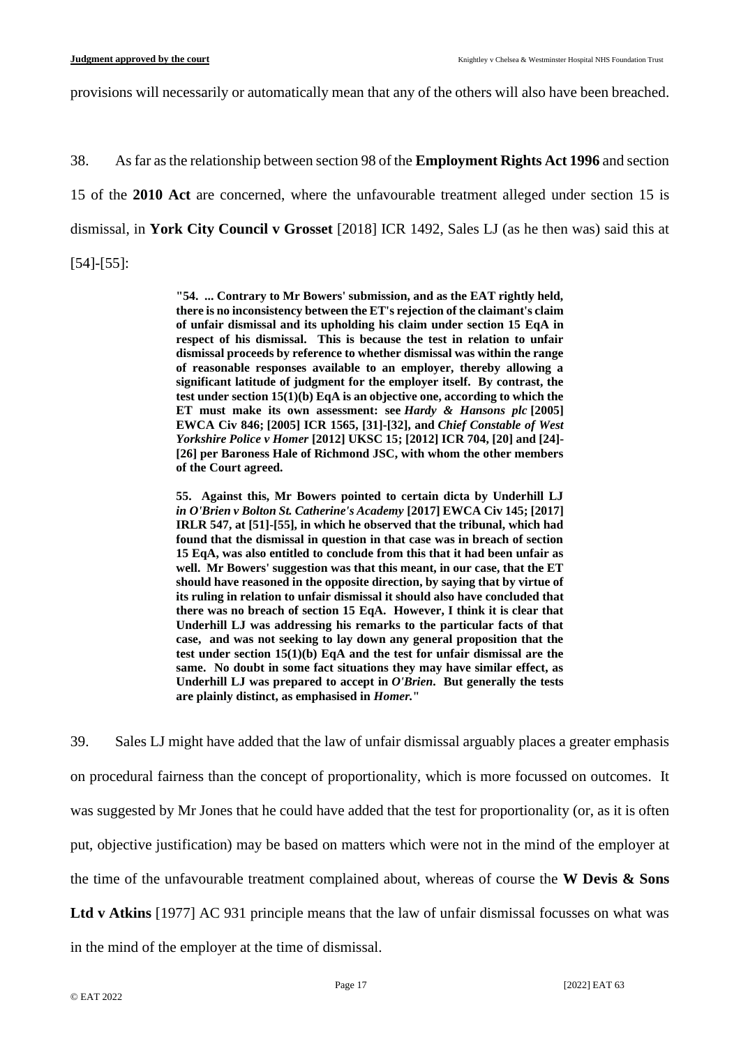provisions will necessarily or automatically mean that any of the others will also have been breached.

38. As far as the relationship between section 98 of the **Employment Rights Act 1996** and section 15 of the **2010 Act** are concerned, where the unfavourable treatment alleged under section 15 is dismissal, in **York City Council v Grosset** [2018] ICR 1492, Sales LJ (as he then was) said this at [54]-[55]:

> **"54. ... Contrary to Mr Bowers' submission, and as the EAT rightly held, there is no inconsistency between the ET's rejection of the claimant's claim of unfair dismissal and its upholding his claim under section 15 EqA in respect of his dismissal. This is because the test in relation to unfair dismissal proceeds by reference to whether dismissal was within the range of reasonable responses available to an employer, thereby allowing a significant latitude of judgment for the employer itself. By contrast, the test under section 15(1)(b) EqA is an objective one, according to which the ET must make its own assessment: see *Hardy & Hansons plc* [2005] EWCA Civ 846; [2005] ICR 1565, [31]-[32], and *Chief Constable of West Yorkshire Police v Homer* [2012] UKSC 15; [2012] ICR 704, [20] and [24]-[26] per Baroness Hale of Richmond JSC, with whom the other members of the Court agreed.**
>
> **55. Against this, Mr Bowers pointed to certain dicta by Underhill LJ *in O'Brien v Bolton St. Catherine's Academy* [2017] EWCA Civ 145; [2017] IRLR 547, at [51]-[55], in which he observed that the tribunal, which had found that the dismissal in question in that case was in breach of section 15 EqA, was also entitled to conclude from this that it had been unfair as well. Mr Bowers' suggestion was that this meant, in our case, that the ET should have reasoned in the opposite direction, by saying that by virtue of its ruling in relation to unfair dismissal it should also have concluded that there was no breach of section 15 EqA. However, I think it is clear that Underhill LJ was addressing his remarks to the particular facts of that case, and was not seeking to lay down any general proposition that the test under section 15(1)(b) EqA and the test for unfair dismissal are the same. No doubt in some fact situations they may have similar effect, as Underhill LJ was prepared to accept in *O'Brien*. But generally the tests are plainly distinct, as emphasised in *Homer*."**

39. Sales LJ might have added that the law of unfair dismissal arguably places a greater emphasis on procedural fairness than the concept of proportionality, which is more focussed on outcomes. It was suggested by Mr Jones that he could have added that the test for proportionality (or, as it is often put, objective justification) may be based on matters which were not in the mind of the employer at the time of the unfavourable treatment complained about, whereas of course the **W Devis & Sons Ltd v Atkins** [1977] AC 931 principle means that the law of unfair dismissal focusses on what was in the mind of the employer at the time of dismissal.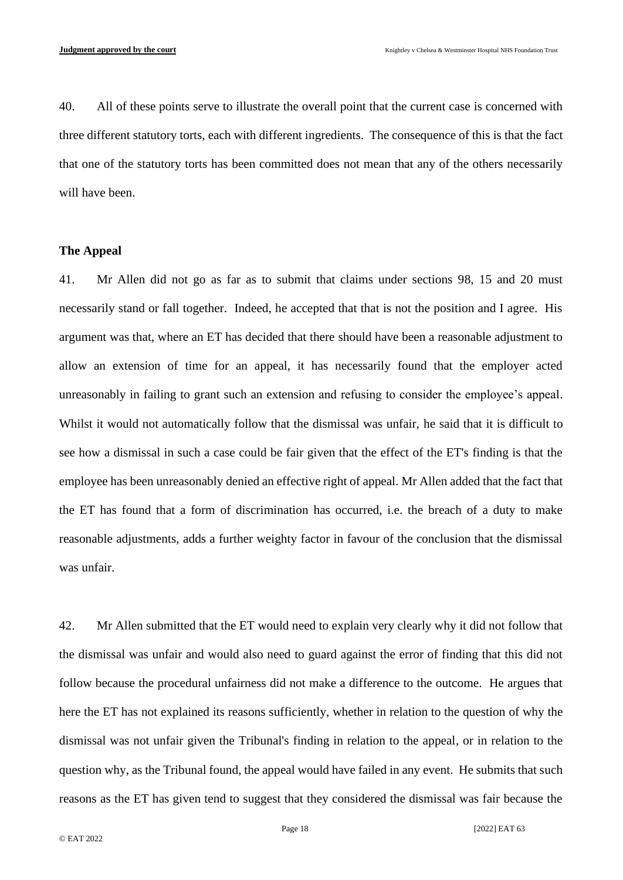40. All of these points serve to illustrate the overall point that the current case is concerned with three different statutory torts, each with different ingredients. The consequence of this is that the fact that one of the statutory torts has been committed does not mean that any of the others necessarily will have been.

## The Appeal

41. Mr Allen did not go as far as to submit that claims under sections 98, 15 and 20 must necessarily stand or fall together. Indeed, he accepted that that is not the position and I agree. His argument was that, where an ET has decided that there should have been a reasonable adjustment to allow an extension of time for an appeal, it has necessarily found that the employer acted unreasonably in failing to grant such an extension and refusing to consider the employee's appeal. Whilst it would not automatically follow that the dismissal was unfair, he said that it is difficult to see how a dismissal in such a case could be fair given that the effect of the ET's finding is that the employee has been unreasonably denied an effective right of appeal. Mr Allen added that the fact that the ET has found that a form of discrimination has occurred, i.e. the breach of a duty to make reasonable adjustments, adds a further weighty factor in favour of the conclusion that the dismissal was unfair.

42. Mr Allen submitted that the ET would need to explain very clearly why it did not follow that the dismissal was unfair and would also need to guard against the error of finding that this did not follow because the procedural unfairness did not make a difference to the outcome. He argues that here the ET has not explained its reasons sufficiently, whether in relation to the question of why the dismissal was not unfair given the Tribunal's finding in relation to the appeal, or in relation to the question why, as the Tribunal found, the appeal would have failed in any event. He submits that such reasons as the ET has given tend to suggest that they considered the dismissal was fair because the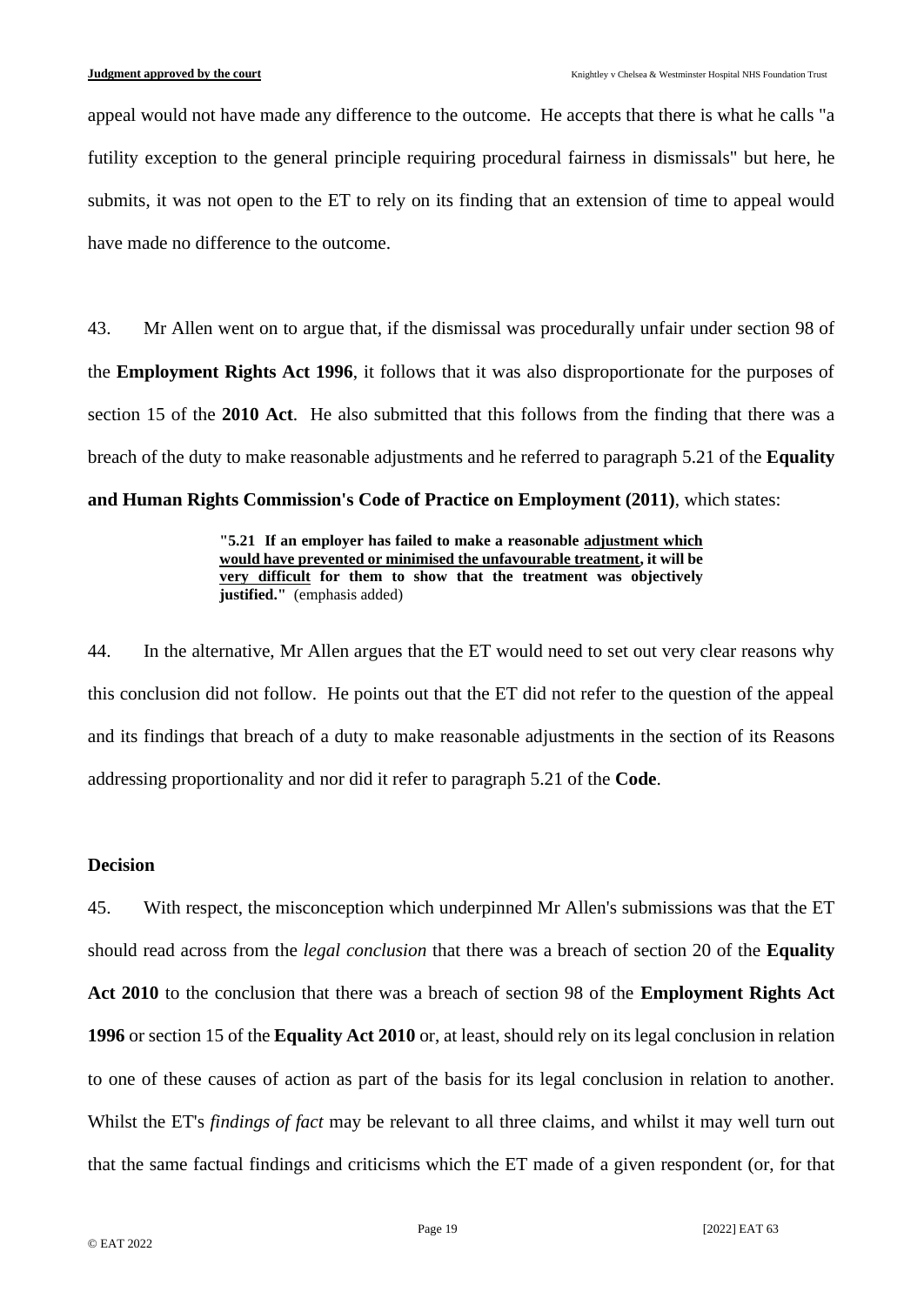appeal would not have made any difference to the outcome. He accepts that there is what he calls "a futility exception to the general principle requiring procedural fairness in dismissals" but here, he submits, it was not open to the ET to rely on its finding that an extension of time to appeal would have made no difference to the outcome.

43. Mr Allen went on to argue that, if the dismissal was procedurally unfair under section 98 of the **Employment Rights Act 1996**, it follows that it was also disproportionate for the purposes of section 15 of the **2010 Act**. He also submitted that this follows from the finding that there was a breach of the duty to make reasonable adjustments and he referred to paragraph 5.21 of the **Equality and Human Rights Commission's Code of Practice on Employment (2011)**, which states:

> **"5.21 If an employer has failed to make a reasonable <u>adjustment which would have prevented or minimised the unfavourable treatment</u>, it will be <u>very difficult</u> for them to show that the treatment was objectively justified."** (emphasis added)

44. In the alternative, Mr Allen argues that the ET would need to set out very clear reasons why this conclusion did not follow. He points out that the ET did not refer to the question of the appeal and its findings that breach of a duty to make reasonable adjustments in the section of its Reasons addressing proportionality and nor did it refer to paragraph 5.21 of the **Code**.

### Decision

45. With respect, the misconception which underpinned Mr Allen's submissions was that the ET should read across from the *legal conclusion* that there was a breach of section 20 of the **Equality Act 2010** to the conclusion that there was a breach of section 98 of the **Employment Rights Act 1996** or section 15 of the **Equality Act 2010** or, at least, should rely on its legal conclusion in relation to one of these causes of action as part of the basis for its legal conclusion in relation to another. Whilst the ET's *findings of fact* may be relevant to all three claims, and whilst it may well turn out that the same factual findings and criticisms which the ET made of a given respondent (or, for that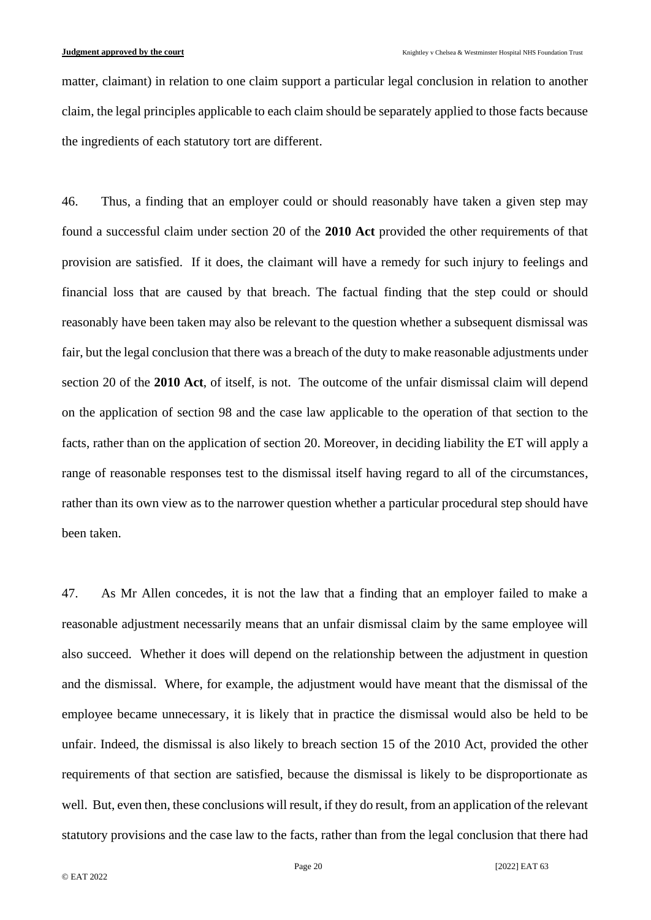matter, claimant) in relation to one claim support a particular legal conclusion in relation to another claim, the legal principles applicable to each claim should be separately applied to those facts because the ingredients of each statutory tort are different.

46. Thus, a finding that an employer could or should reasonably have taken a given step may found a successful claim under section 20 of the **2010 Act** provided the other requirements of that provision are satisfied. If it does, the claimant will have a remedy for such injury to feelings and financial loss that are caused by that breach. The factual finding that the step could or should reasonably have been taken may also be relevant to the question whether a subsequent dismissal was fair, but the legal conclusion that there was a breach of the duty to make reasonable adjustments under section 20 of the **2010 Act**, of itself, is not. The outcome of the unfair dismissal claim will depend on the application of section 98 and the case law applicable to the operation of that section to the facts, rather than on the application of section 20. Moreover, in deciding liability the ET will apply a range of reasonable responses test to the dismissal itself having regard to all of the circumstances, rather than its own view as to the narrower question whether a particular procedural step should have been taken.

47. As Mr Allen concedes, it is not the law that a finding that an employer failed to make a reasonable adjustment necessarily means that an unfair dismissal claim by the same employee will also succeed. Whether it does will depend on the relationship between the adjustment in question and the dismissal. Where, for example, the adjustment would have meant that the dismissal of the employee became unnecessary, it is likely that in practice the dismissal would also be held to be unfair. Indeed, the dismissal is also likely to breach section 15 of the 2010 Act, provided the other requirements of that section are satisfied, because the dismissal is likely to be disproportionate as well. But, even then, these conclusions will result, if they do result, from an application of the relevant statutory provisions and the case law to the facts, rather than from the legal conclusion that there had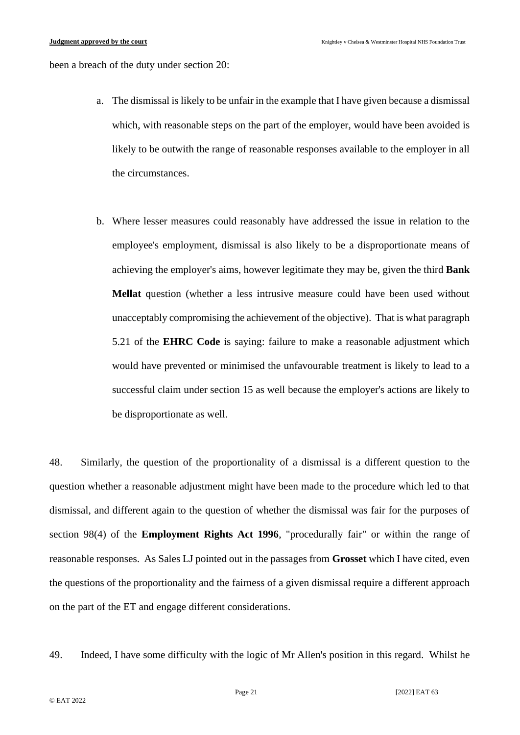been a breach of the duty under section 20:

a. The dismissal is likely to be unfair in the example that I have given because a dismissal which, with reasonable steps on the part of the employer, would have been avoided is likely to be outwith the range of reasonable responses available to the employer in all the circumstances.

b. Where lesser measures could reasonably have addressed the issue in relation to the employee's employment, dismissal is also likely to be a disproportionate means of achieving the employer's aims, however legitimate they may be, given the third **Bank Mellat** question (whether a less intrusive measure could have been used without unacceptably compromising the achievement of the objective). That is what paragraph 5.21 of the **EHRC Code** is saying: failure to make a reasonable adjustment which would have prevented or minimised the unfavourable treatment is likely to lead to a successful claim under section 15 as well because the employer's actions are likely to be disproportionate as well.

48. Similarly, the question of the proportionality of a dismissal is a different question to the question whether a reasonable adjustment might have been made to the procedure which led to that dismissal, and different again to the question of whether the dismissal was fair for the purposes of section 98(4) of the **Employment Rights Act 1996**, "procedurally fair" or within the range of reasonable responses. As Sales LJ pointed out in the passages from **Grosset** which I have cited, even the questions of the proportionality and the fairness of a given dismissal require a different approach on the part of the ET and engage different considerations.

49. Indeed, I have some difficulty with the logic of Mr Allen's position in this regard. Whilst he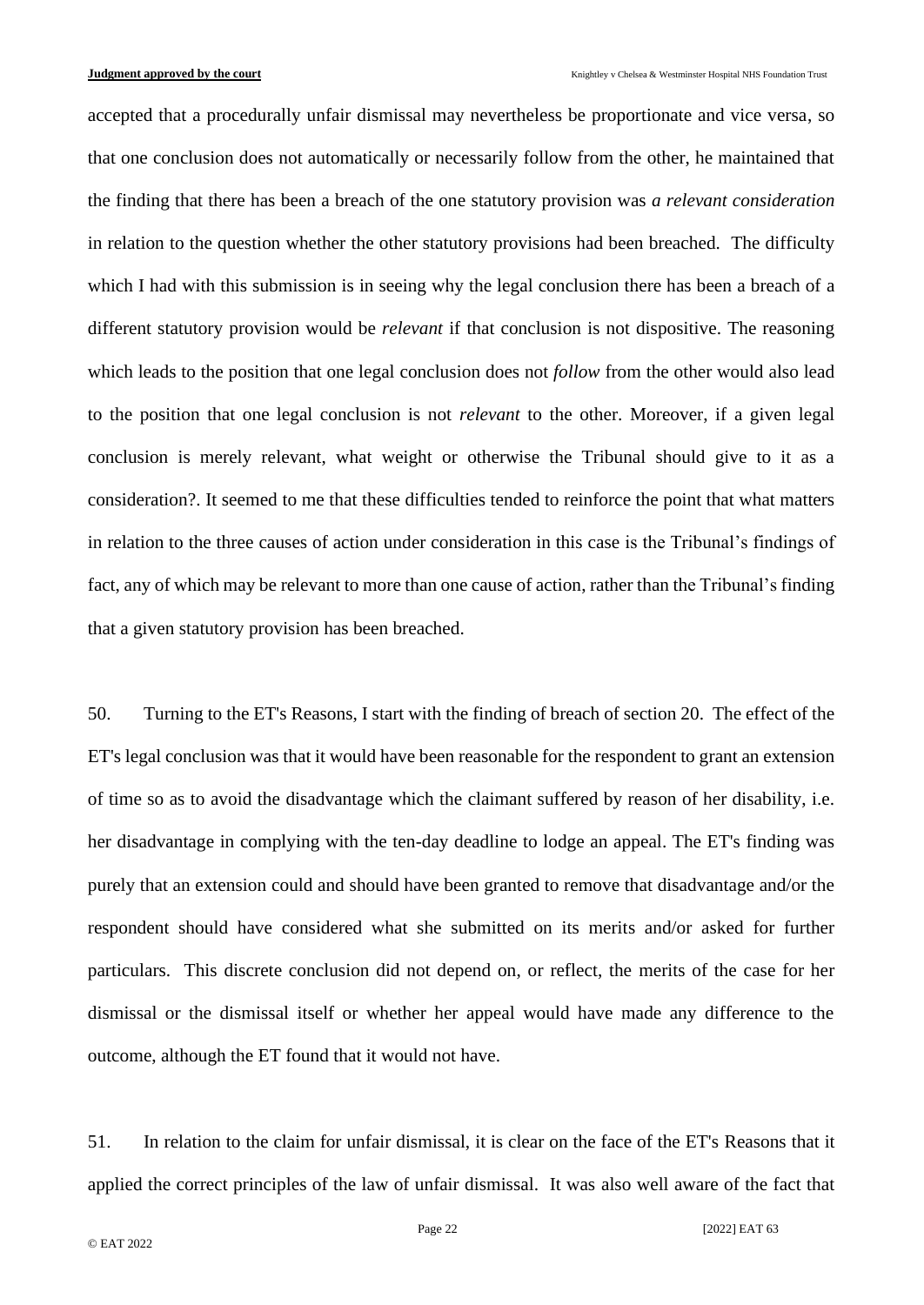accepted that a procedurally unfair dismissal may nevertheless be proportionate and vice versa, so that one conclusion does not automatically or necessarily follow from the other, he maintained that the finding that there has been a breach of the one statutory provision was *a relevant consideration* in relation to the question whether the other statutory provisions had been breached. The difficulty which I had with this submission is in seeing why the legal conclusion there has been a breach of a different statutory provision would be *relevant* if that conclusion is not dispositive. The reasoning which leads to the position that one legal conclusion does not *follow* from the other would also lead to the position that one legal conclusion is not *relevant* to the other. Moreover, if a given legal conclusion is merely relevant, what weight or otherwise the Tribunal should give to it as a consideration?. It seemed to me that these difficulties tended to reinforce the point that what matters in relation to the three causes of action under consideration in this case is the Tribunal's findings of fact, any of which may be relevant to more than one cause of action, rather than the Tribunal's finding that a given statutory provision has been breached.

50. Turning to the ET's Reasons, I start with the finding of breach of section 20. The effect of the ET's legal conclusion was that it would have been reasonable for the respondent to grant an extension of time so as to avoid the disadvantage which the claimant suffered by reason of her disability, i.e. her disadvantage in complying with the ten-day deadline to lodge an appeal. The ET's finding was purely that an extension could and should have been granted to remove that disadvantage and/or the respondent should have considered what she submitted on its merits and/or asked for further particulars. This discrete conclusion did not depend on, or reflect, the merits of the case for her dismissal or the dismissal itself or whether her appeal would have made any difference to the outcome, although the ET found that it would not have.

51. In relation to the claim for unfair dismissal, it is clear on the face of the ET's Reasons that it applied the correct principles of the law of unfair dismissal. It was also well aware of the fact that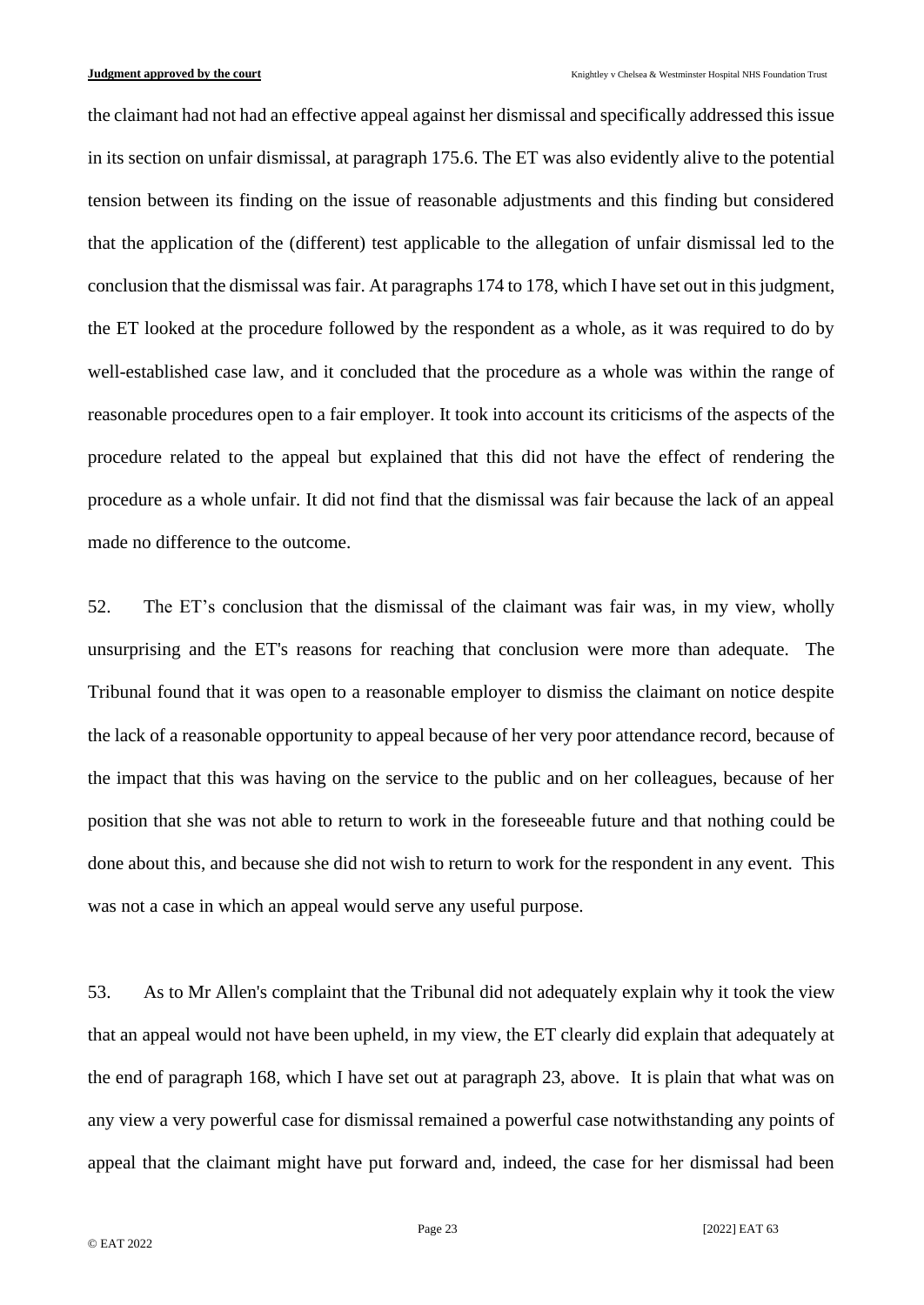the claimant had not had an effective appeal against her dismissal and specifically addressed this issue in its section on unfair dismissal, at paragraph 175.6. The ET was also evidently alive to the potential tension between its finding on the issue of reasonable adjustments and this finding but considered that the application of the (different) test applicable to the allegation of unfair dismissal led to the conclusion that the dismissal was fair. At paragraphs 174 to 178, which I have set out in this judgment, the ET looked at the procedure followed by the respondent as a whole, as it was required to do by well-established case law, and it concluded that the procedure as a whole was within the range of reasonable procedures open to a fair employer. It took into account its criticisms of the aspects of the procedure related to the appeal but explained that this did not have the effect of rendering the procedure as a whole unfair. It did not find that the dismissal was fair because the lack of an appeal made no difference to the outcome.

52. The ET's conclusion that the dismissal of the claimant was fair was, in my view, wholly unsurprising and the ET's reasons for reaching that conclusion were more than adequate. The Tribunal found that it was open to a reasonable employer to dismiss the claimant on notice despite the lack of a reasonable opportunity to appeal because of her very poor attendance record, because of the impact that this was having on the service to the public and on her colleagues, because of her position that she was not able to return to work in the foreseeable future and that nothing could be done about this, and because she did not wish to return to work for the respondent in any event. This was not a case in which an appeal would serve any useful purpose.

53. As to Mr Allen's complaint that the Tribunal did not adequately explain why it took the view that an appeal would not have been upheld, in my view, the ET clearly did explain that adequately at the end of paragraph 168, which I have set out at paragraph 23, above. It is plain that what was on any view a very powerful case for dismissal remained a powerful case notwithstanding any points of appeal that the claimant might have put forward and, indeed, the case for her dismissal had been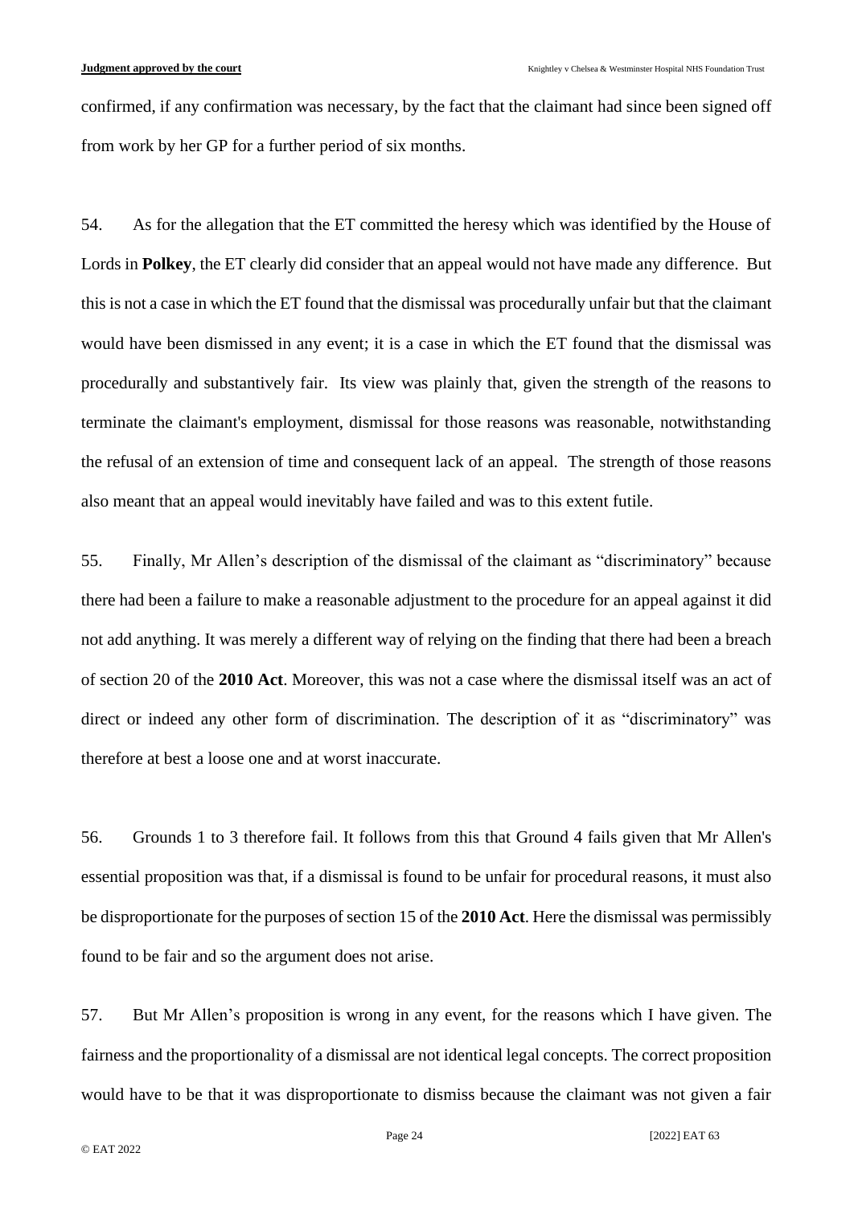confirmed, if any confirmation was necessary, by the fact that the claimant had since been signed off from work by her GP for a further period of six months.

54. As for the allegation that the ET committed the heresy which was identified by the House of Lords in **Polkey**, the ET clearly did consider that an appeal would not have made any difference. But this is not a case in which the ET found that the dismissal was procedurally unfair but that the claimant would have been dismissed in any event; it is a case in which the ET found that the dismissal was procedurally and substantively fair. Its view was plainly that, given the strength of the reasons to terminate the claimant's employment, dismissal for those reasons was reasonable, notwithstanding the refusal of an extension of time and consequent lack of an appeal. The strength of those reasons also meant that an appeal would inevitably have failed and was to this extent futile.

55. Finally, Mr Allen's description of the dismissal of the claimant as "discriminatory" because there had been a failure to make a reasonable adjustment to the procedure for an appeal against it did not add anything. It was merely a different way of relying on the finding that there had been a breach of section 20 of the **2010 Act**. Moreover, this was not a case where the dismissal itself was an act of direct or indeed any other form of discrimination. The description of it as "discriminatory" was therefore at best a loose one and at worst inaccurate.

56. Grounds 1 to 3 therefore fail. It follows from this that Ground 4 fails given that Mr Allen's essential proposition was that, if a dismissal is found to be unfair for procedural reasons, it must also be disproportionate for the purposes of section 15 of the **2010 Act**. Here the dismissal was permissibly found to be fair and so the argument does not arise.

57. But Mr Allen's proposition is wrong in any event, for the reasons which I have given. The fairness and the proportionality of a dismissal are not identical legal concepts. The correct proposition would have to be that it was disproportionate to dismiss because the claimant was not given a fair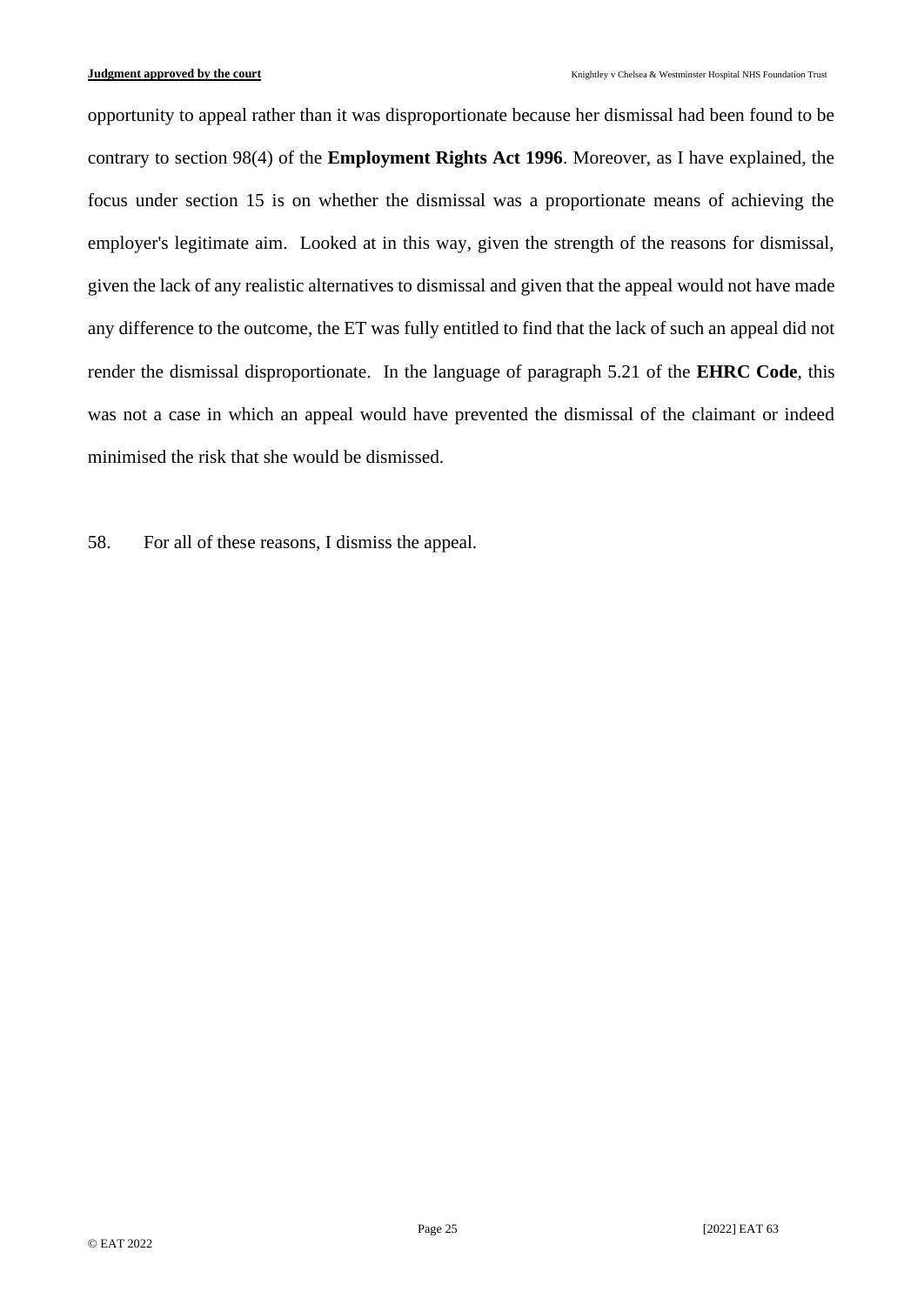opportunity to appeal rather than it was disproportionate because her dismissal had been found to be contrary to section 98(4) of the **Employment Rights Act 1996**. Moreover, as I have explained, the focus under section 15 is on whether the dismissal was a proportionate means of achieving the employer's legitimate aim. Looked at in this way, given the strength of the reasons for dismissal, given the lack of any realistic alternatives to dismissal and given that the appeal would not have made any difference to the outcome, the ET was fully entitled to find that the lack of such an appeal did not render the dismissal disproportionate. In the language of paragraph 5.21 of the **EHRC Code**, this was not a case in which an appeal would have prevented the dismissal of the claimant or indeed minimised the risk that she would be dismissed.

58. For all of these reasons, I dismiss the appeal.